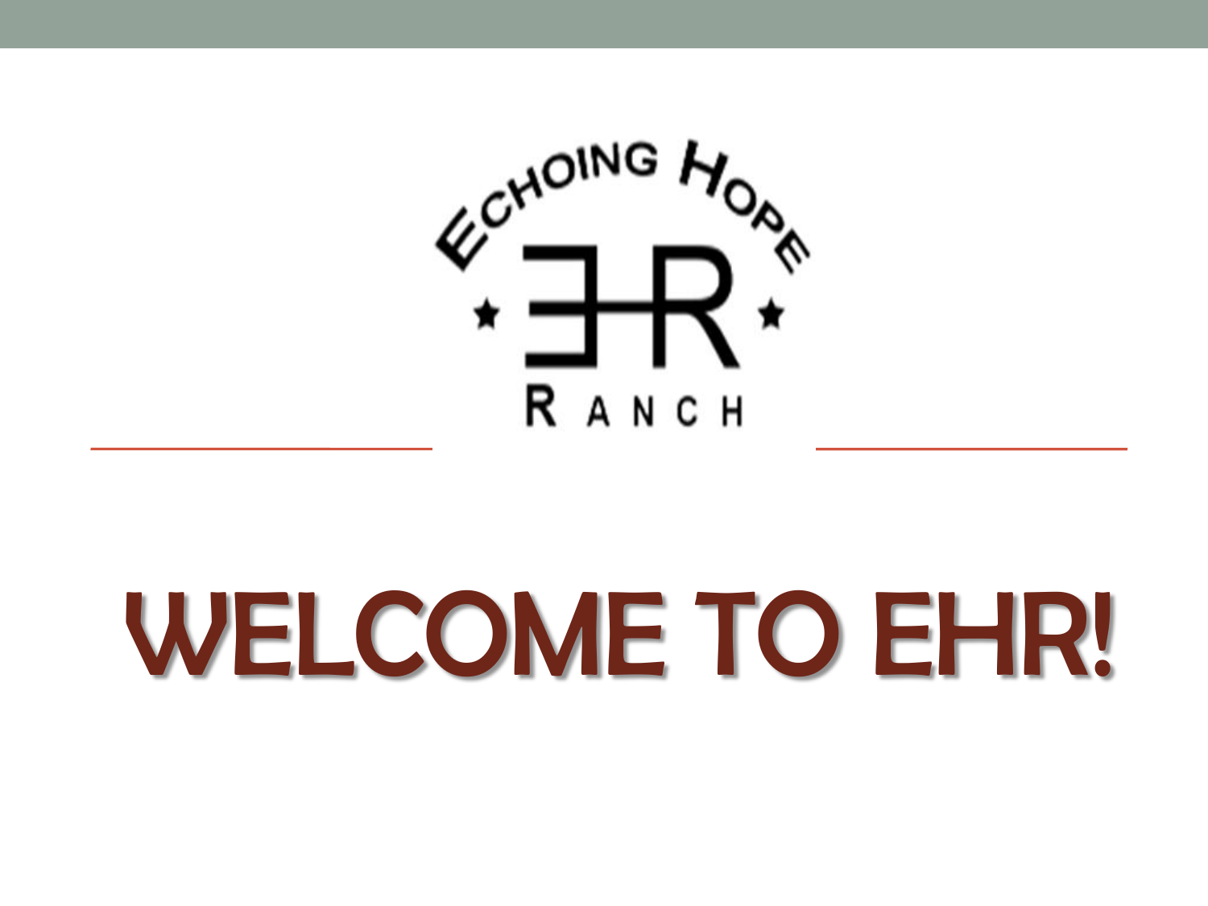Echoing Hope

EHR

Ranch

# WELCOME TO EHR!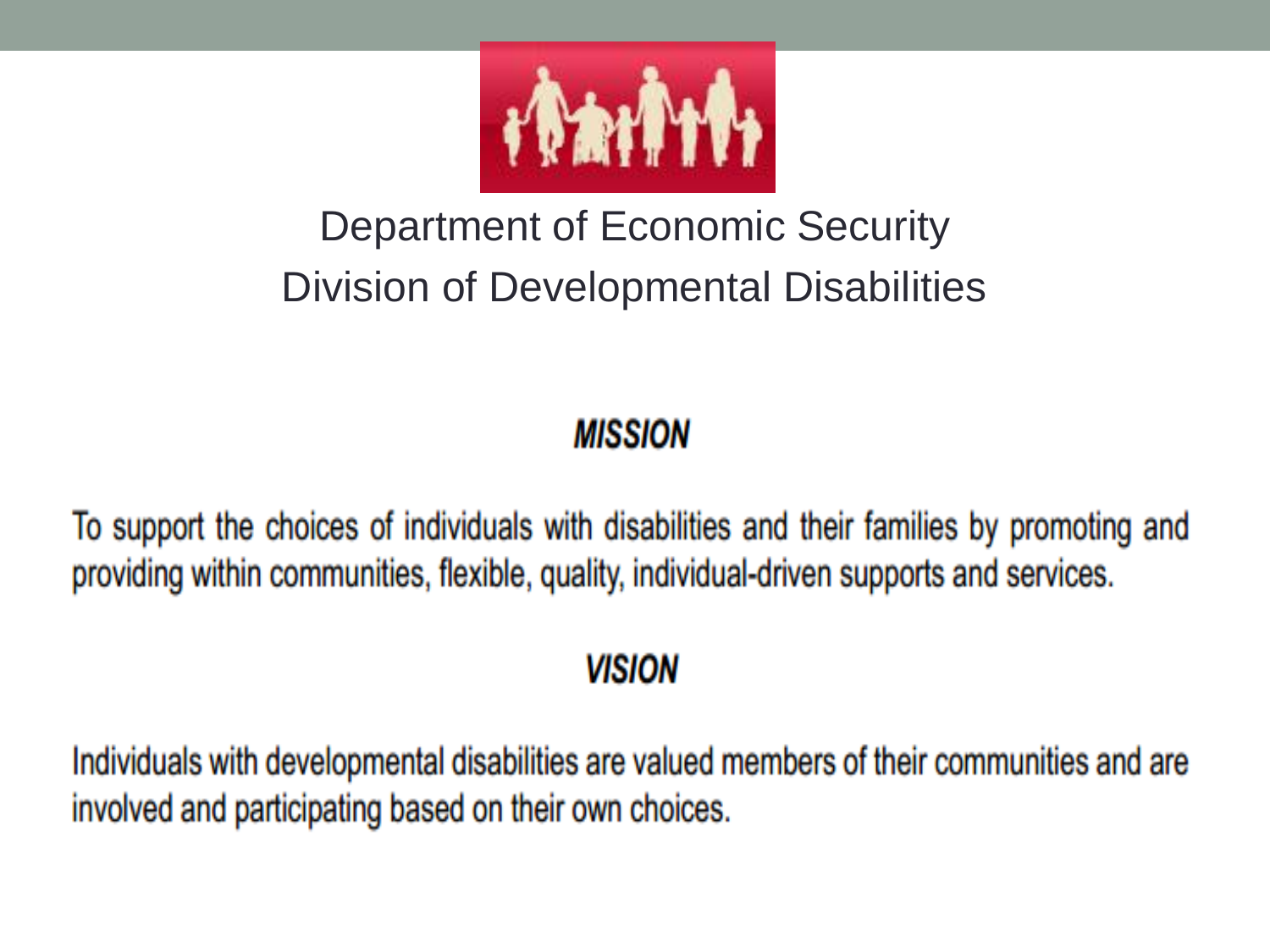Department of Economic Security

Division of Developmental Disabilities

## *MISSION*

To support the choices of individuals with disabilities and their families by promoting and providing within communities, flexible, quality, individual-driven supports and services.

## *VISION*

Individuals with developmental disabilities are valued members of their communities and are involved and participating based on their own choices.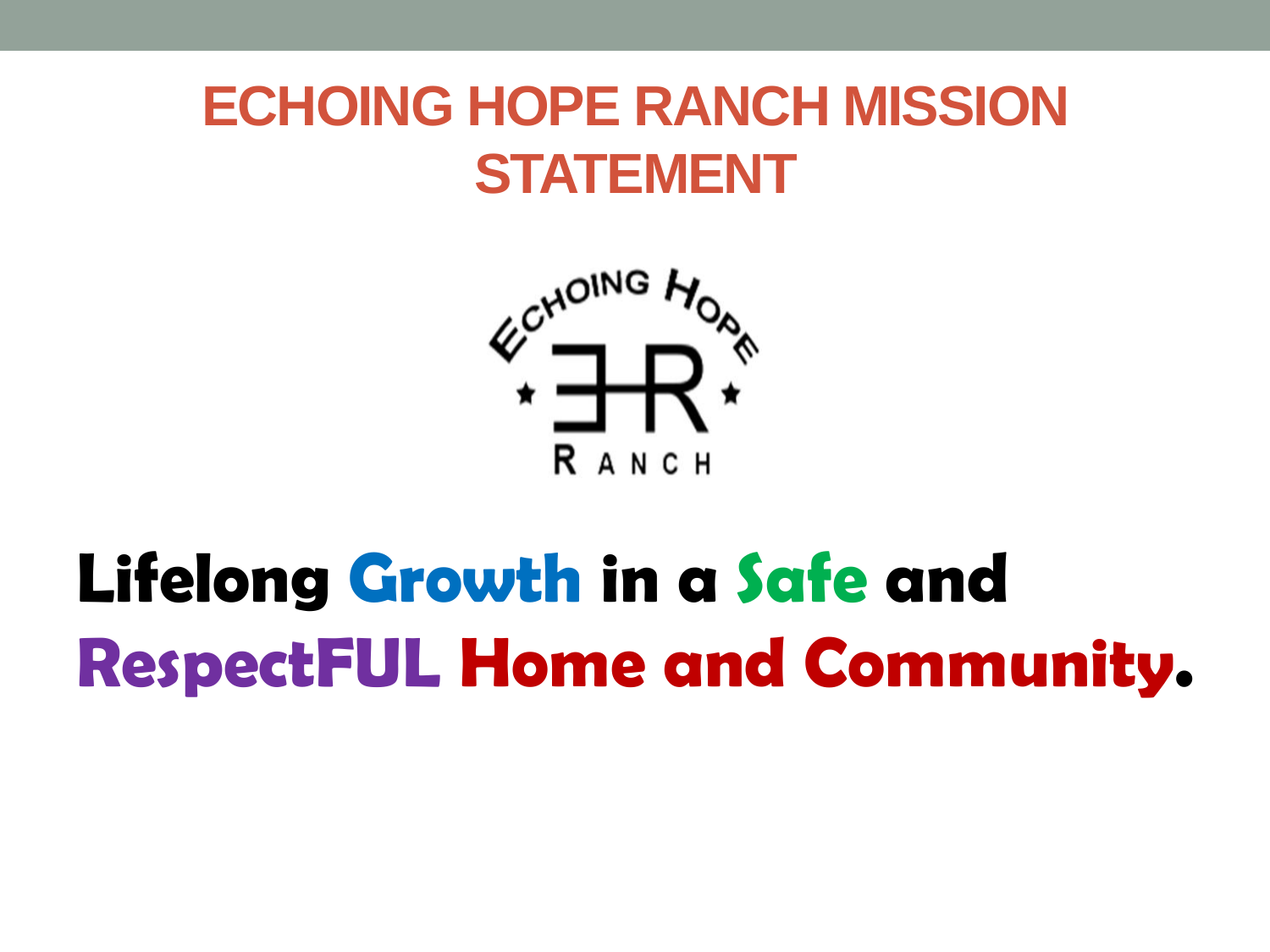# ECHOING HOPE RANCH MISSION STATEMENT

ECHOING HOPE

RANCH

**Lifelong Growth in a Safe and RespectFUL Home and Community.**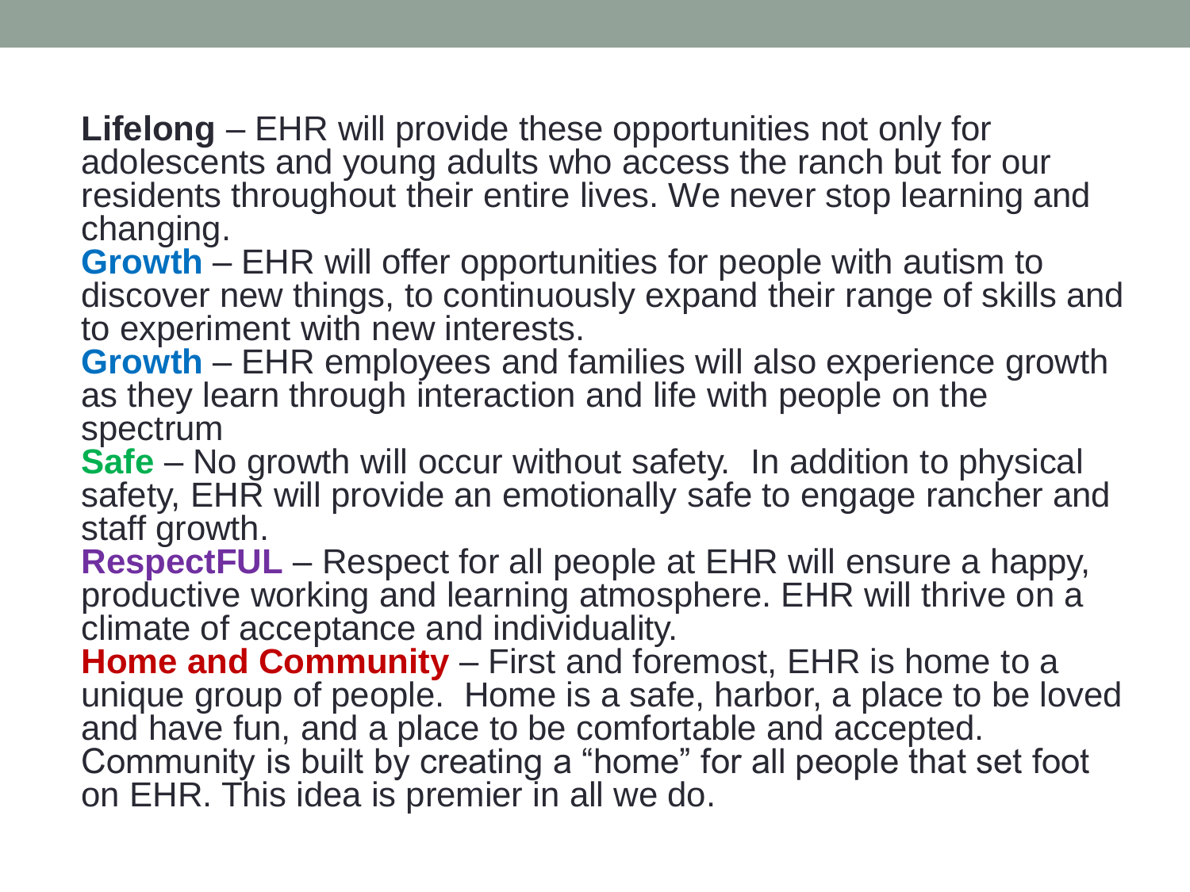**Lifelong** – EHR will provide these opportunities not only for adolescents and young adults who access the ranch but for our residents throughout their entire lives. We never stop learning and changing.

**Growth** – EHR will offer opportunities for people with autism to discover new things, to continuously expand their range of skills and to experiment with new interests.

**Growth** – EHR employees and families will also experience growth as they learn through interaction and life with people on the spectrum

**Safe** – No growth will occur without safety.  In addition to physical safety, EHR will provide an emotionally safe to engage rancher and staff growth.

**RespectFUL** – Respect for all people at EHR will ensure a happy, productive working and learning atmosphere. EHR will thrive on a climate of acceptance and individuality.

**Home and Community** – First and foremost, EHR is home to a unique group of people.  Home is a safe, harbor, a place to be loved and have fun, and a place to be comfortable and accepted. Community is built by creating a “home” for all people that set foot on EHR. This idea is premier in all we do.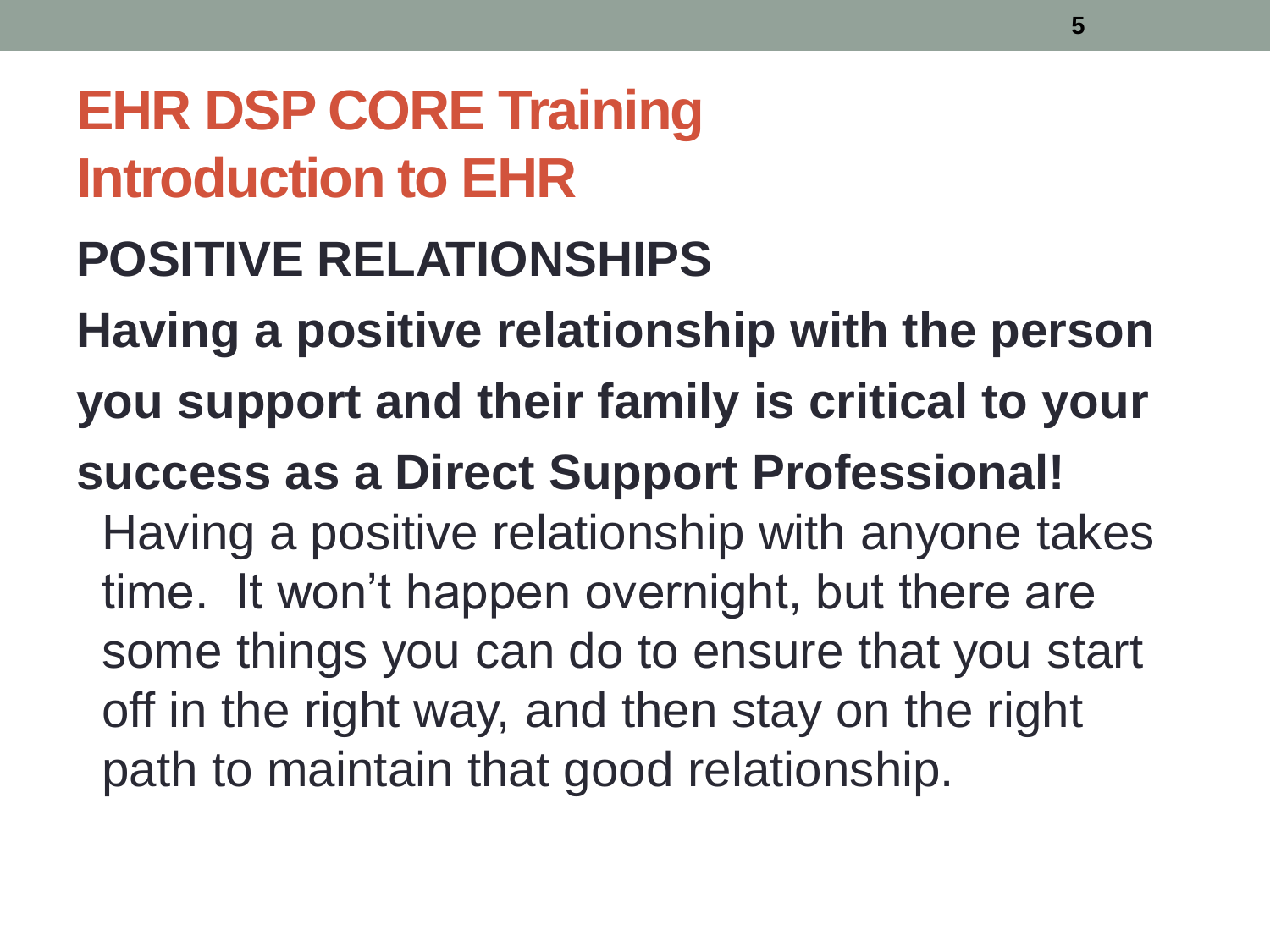# EHR DSP CORE Training
# Introduction to EHR

## POSITIVE RELATIONSHIPS

**Having a positive relationship with the person you support and their family is critical to your success as a Direct Support Professional!**

Having a positive relationship with anyone takes time. It won't happen overnight, but there are some things you can do to ensure that you start off in the right way, and then stay on the right path to maintain that good relationship.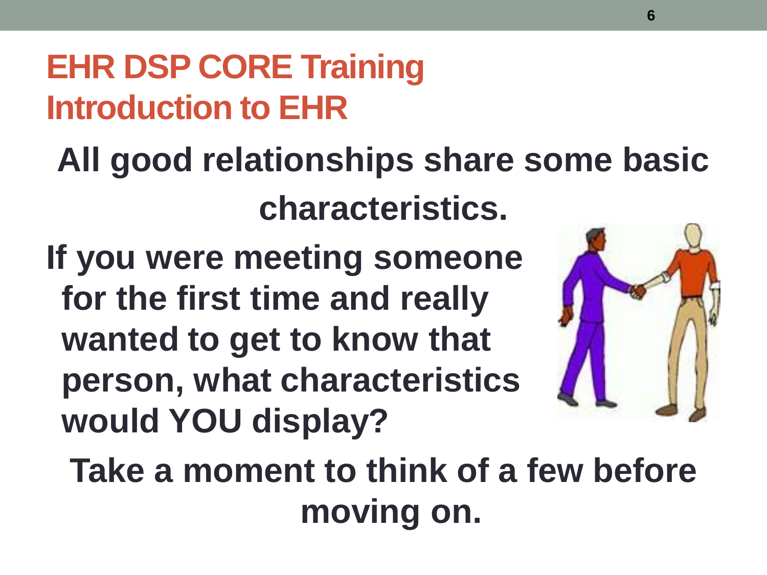# EHR DSP CORE Training
## Introduction to EHR

**All good relationships share some basic characteristics.**

**If you were meeting someone for the first time and really wanted to get to know that person, what characteristics would YOU display?**

**Take a moment to think of a few before moving on.**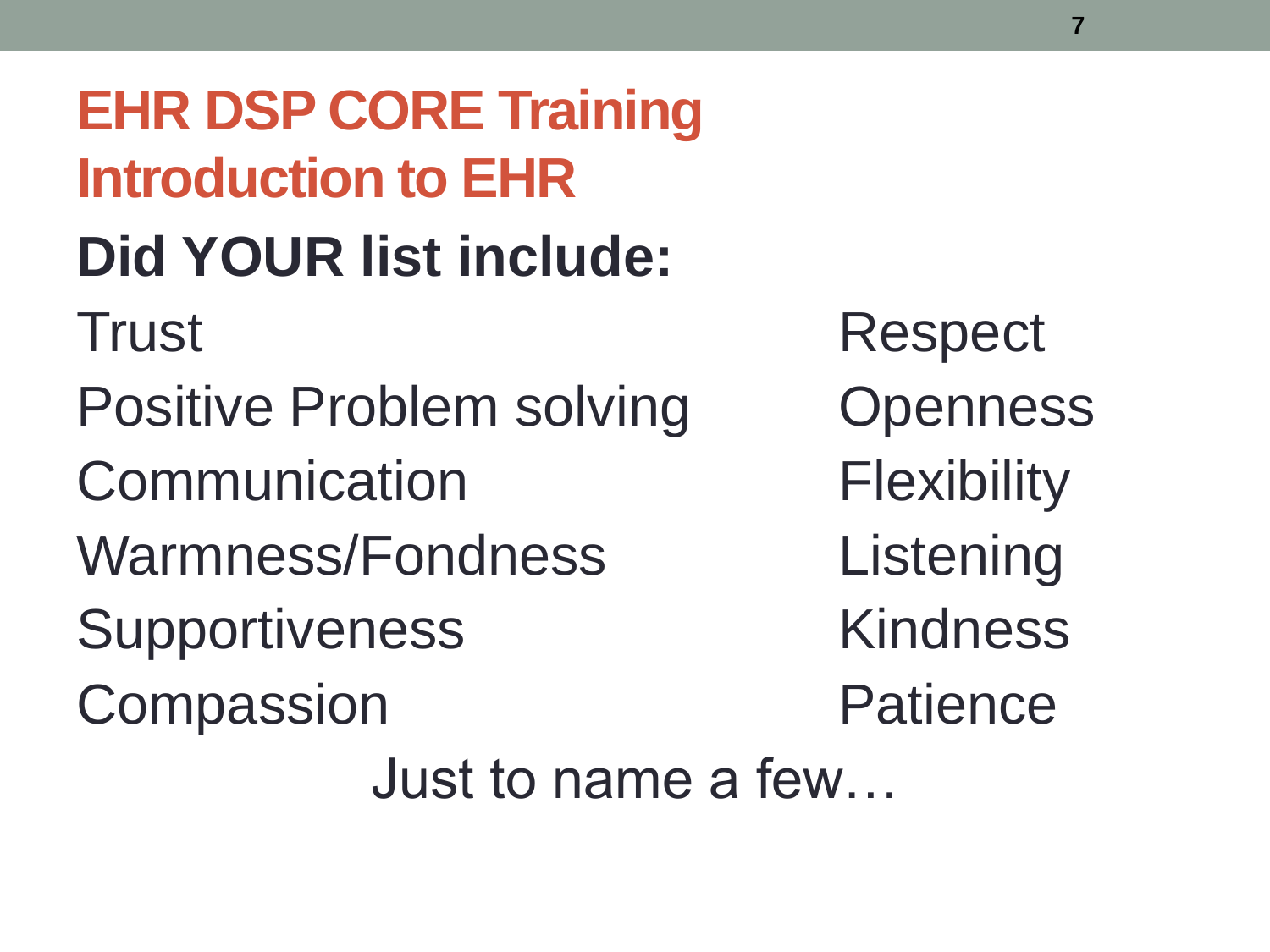# EHR DSP CORE Training
## Introduction to EHR

**Did YOUR list include:**

- Trust
- Positive Problem solving
- Communication
- Warmness/Fondness
- Supportiveness
- Compassion
- Respect
- Openness
- Flexibility
- Listening
- Kindness
- Patience

Just to name a few…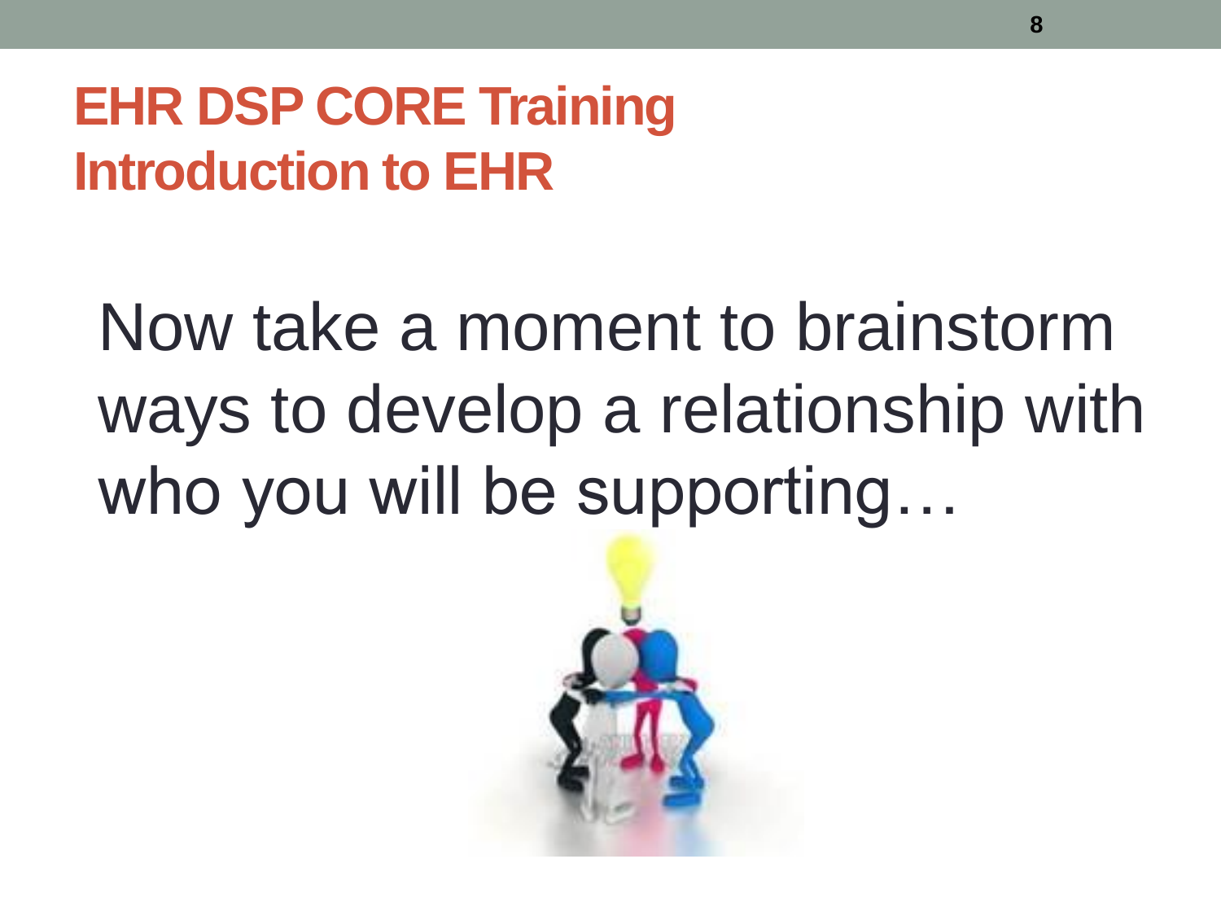# EHR DSP CORE Training
## Introduction to EHR

Now take a moment to brainstorm ways to develop a relationship with who you will be supporting…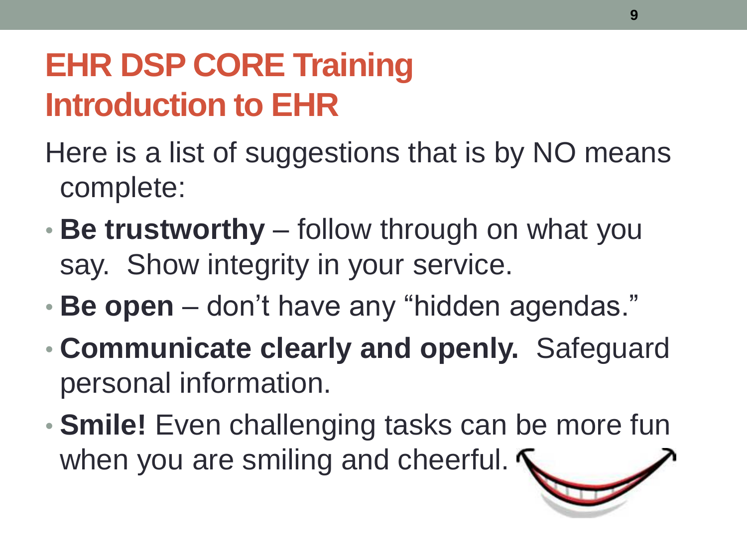# EHR DSP CORE Training
## Introduction to EHR

Here is a list of suggestions that is by NO means complete:

- **Be trustworthy** – follow through on what you say. Show integrity in your service.
- **Be open** – don't have any "hidden agendas."
- **Communicate clearly and openly.** Safeguard personal information.
- **Smile!** Even challenging tasks can be more fun when you are smiling and cheerful.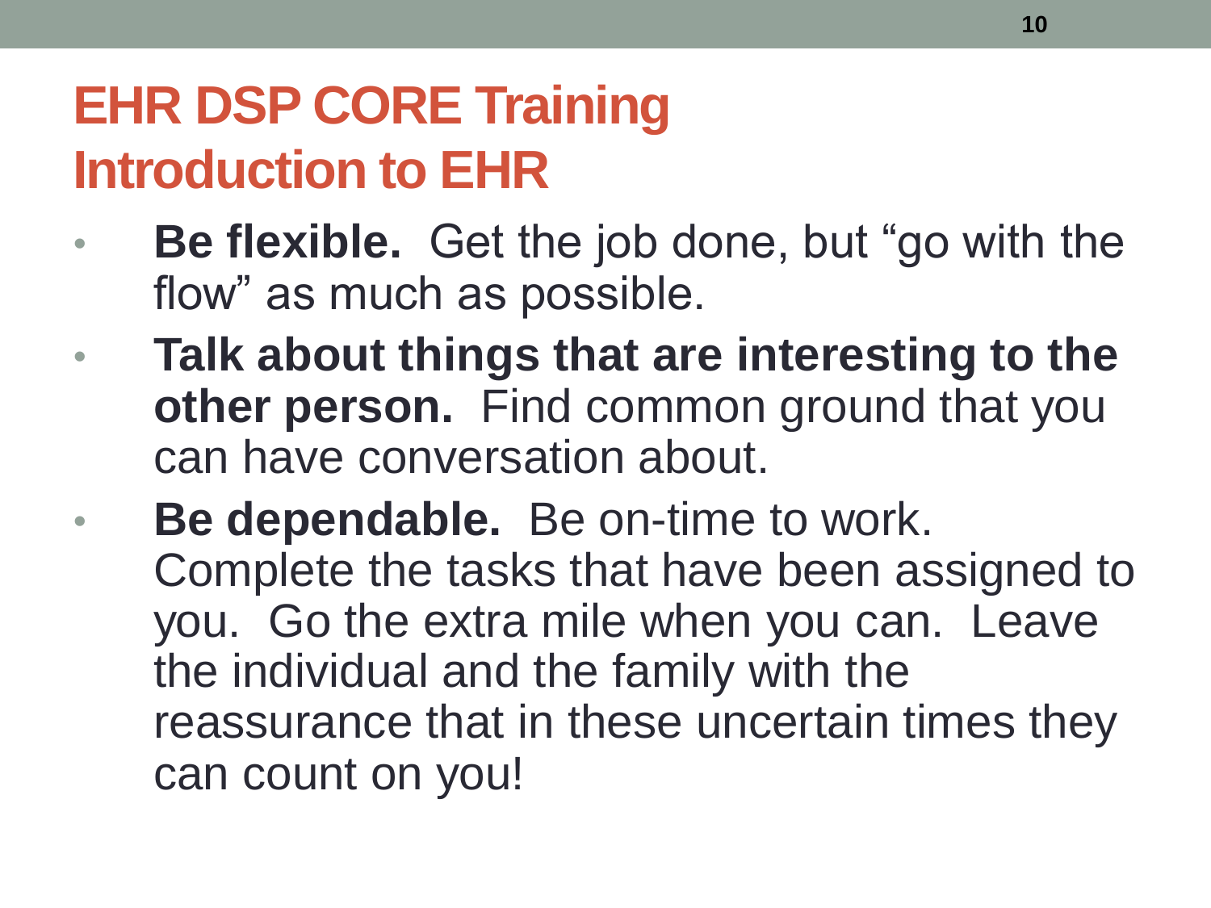# EHR DSP CORE Training
## Introduction to EHR

- **Be flexible.** Get the job done, but "go with the flow" as much as possible.
- **Talk about things that are interesting to the other person.** Find common ground that you can have conversation about.
- **Be dependable.** Be on-time to work. Complete the tasks that have been assigned to you. Go the extra mile when you can. Leave the individual and the family with the reassurance that in these uncertain times they can count on you!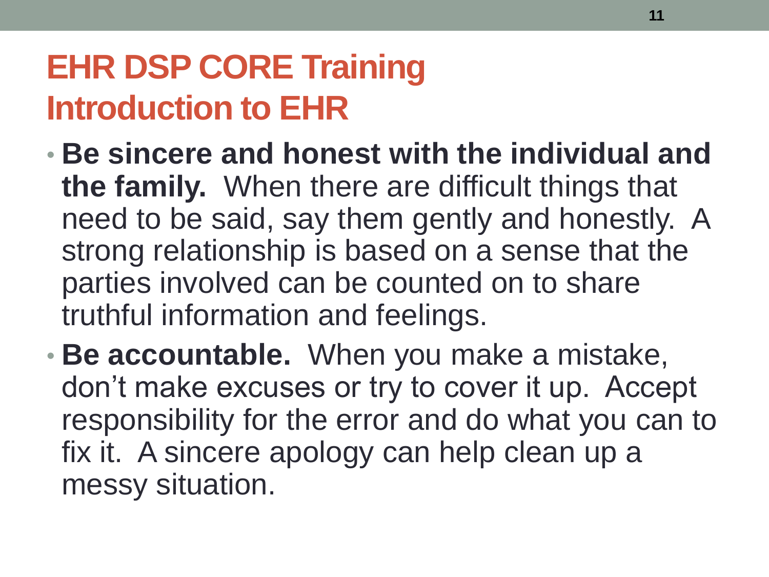# EHR DSP CORE Training
## Introduction to EHR

- **Be sincere and honest with the individual and the family.** When there are difficult things that need to be said, say them gently and honestly. A strong relationship is based on a sense that the parties involved can be counted on to share truthful information and feelings.
- **Be accountable.** When you make a mistake, don't make excuses or try to cover it up. Accept responsibility for the error and do what you can to fix it. A sincere apology can help clean up a messy situation.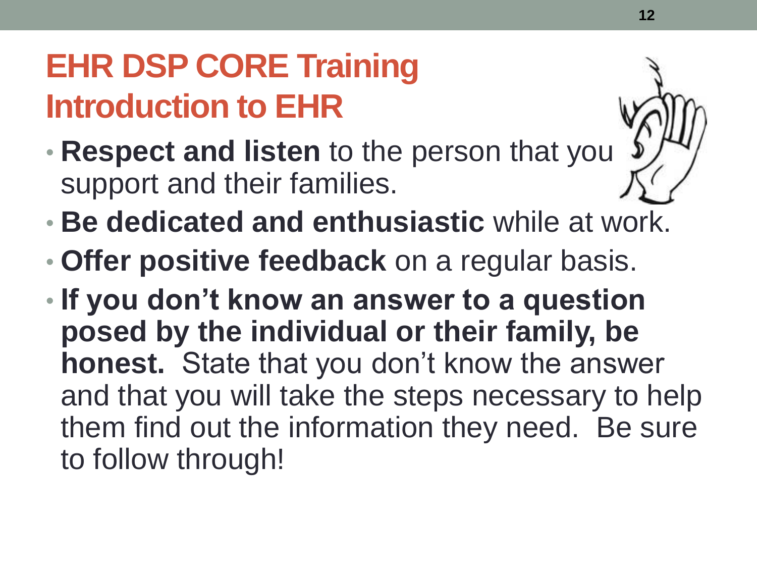# EHR DSP CORE Training
## Introduction to EHR

- **Respect and listen** to the person that you support and their families.
- **Be dedicated and enthusiastic** while at work.
- **Offer positive feedback** on a regular basis.
- **If you don't know an answer to a question posed by the individual or their family, be honest.** State that you don't know the answer and that you will take the steps necessary to help them find out the information they need. Be sure to follow through!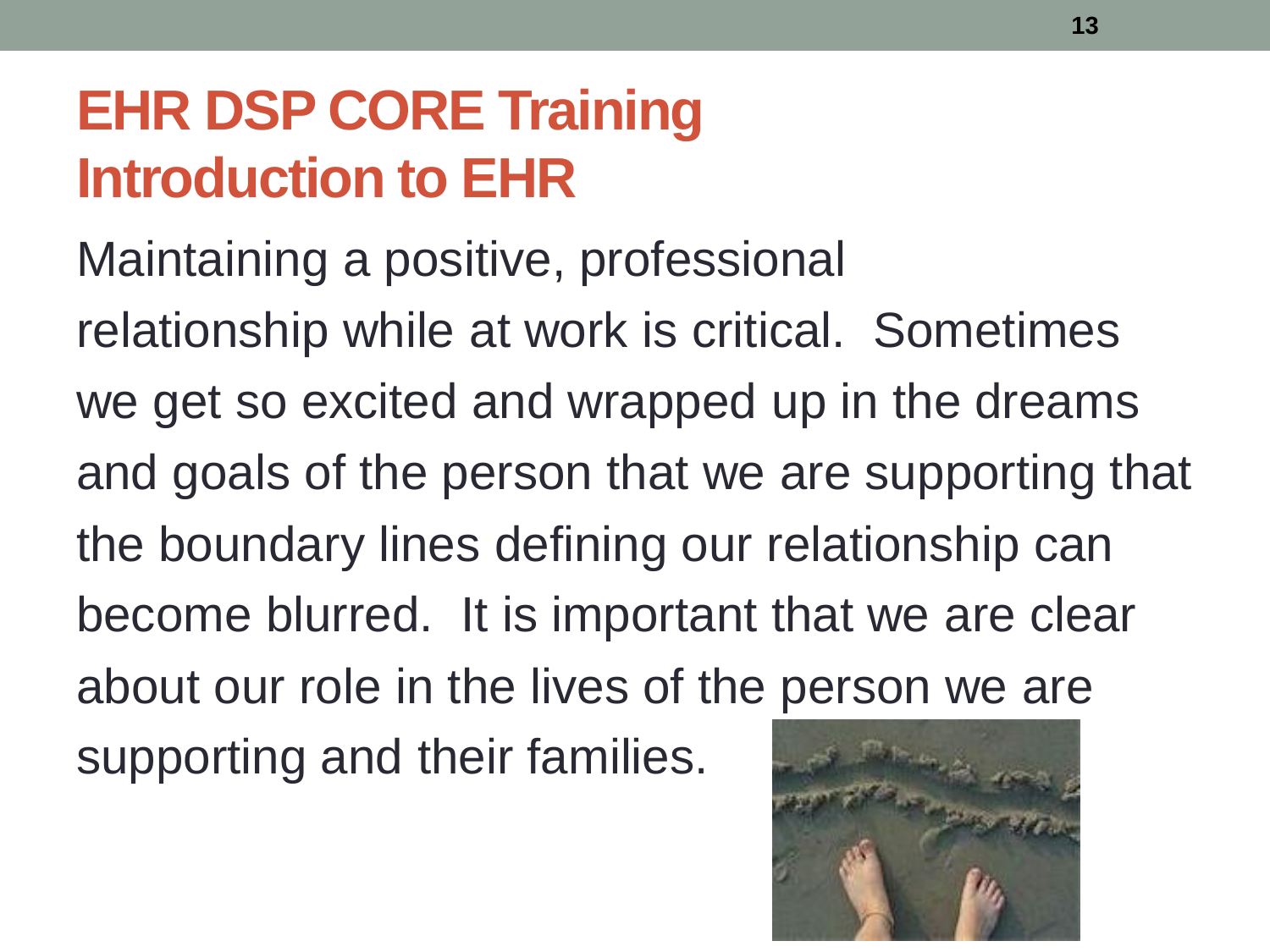# EHR DSP CORE Training
## Introduction to EHR

Maintaining a positive, professional relationship while at work is critical. Sometimes we get so excited and wrapped up in the dreams and goals of the person that we are supporting that the boundary lines defining our relationship can become blurred. It is important that we are clear about our role in the lives of the person we are supporting and their families.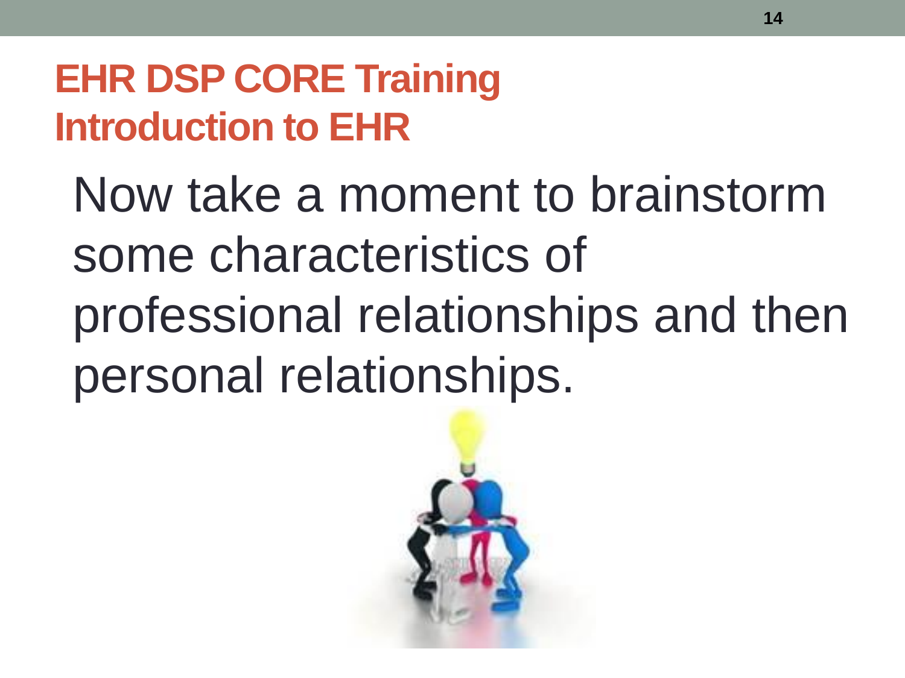# EHR DSP CORE Training
## Introduction to EHR

Now take a moment to brainstorm some characteristics of professional relationships and then personal relationships.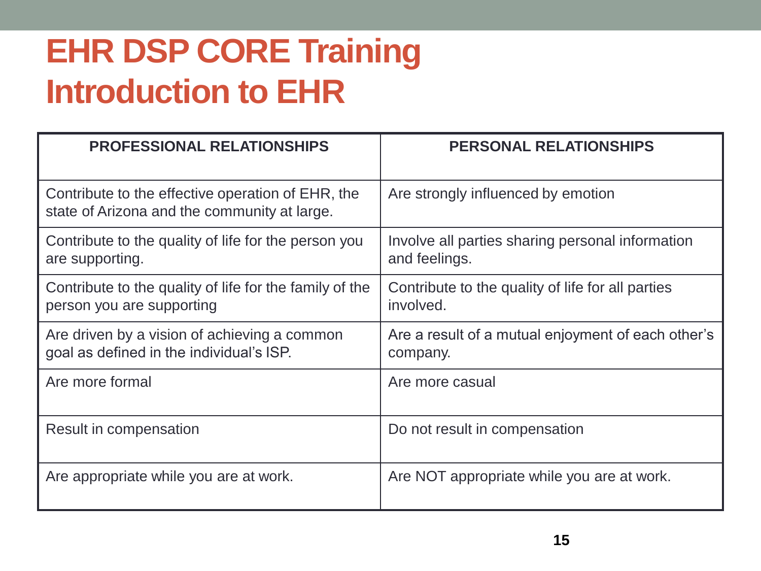# EHR DSP CORE Training
# Introduction to EHR

| PROFESSIONAL RELATIONSHIPS | PERSONAL RELATIONSHIPS |
| --- | --- |
| Contribute to the effective operation of EHR, the state of Arizona and the community at large. | Are strongly influenced by emotion |
| Contribute to the quality of life for the person you are supporting. | Involve all parties sharing personal information and feelings. |
| Contribute to the quality of life for the family of the person you are supporting | Contribute to the quality of life for all parties involved. |
| Are driven by a vision of achieving a common goal as defined in the individual's ISP. | Are a result of a mutual enjoyment of each other's company. |
| Are more formal | Are more casual |
| Result in compensation | Do not result in compensation |
| Are appropriate while you are at work. | Are NOT appropriate while you are at work. |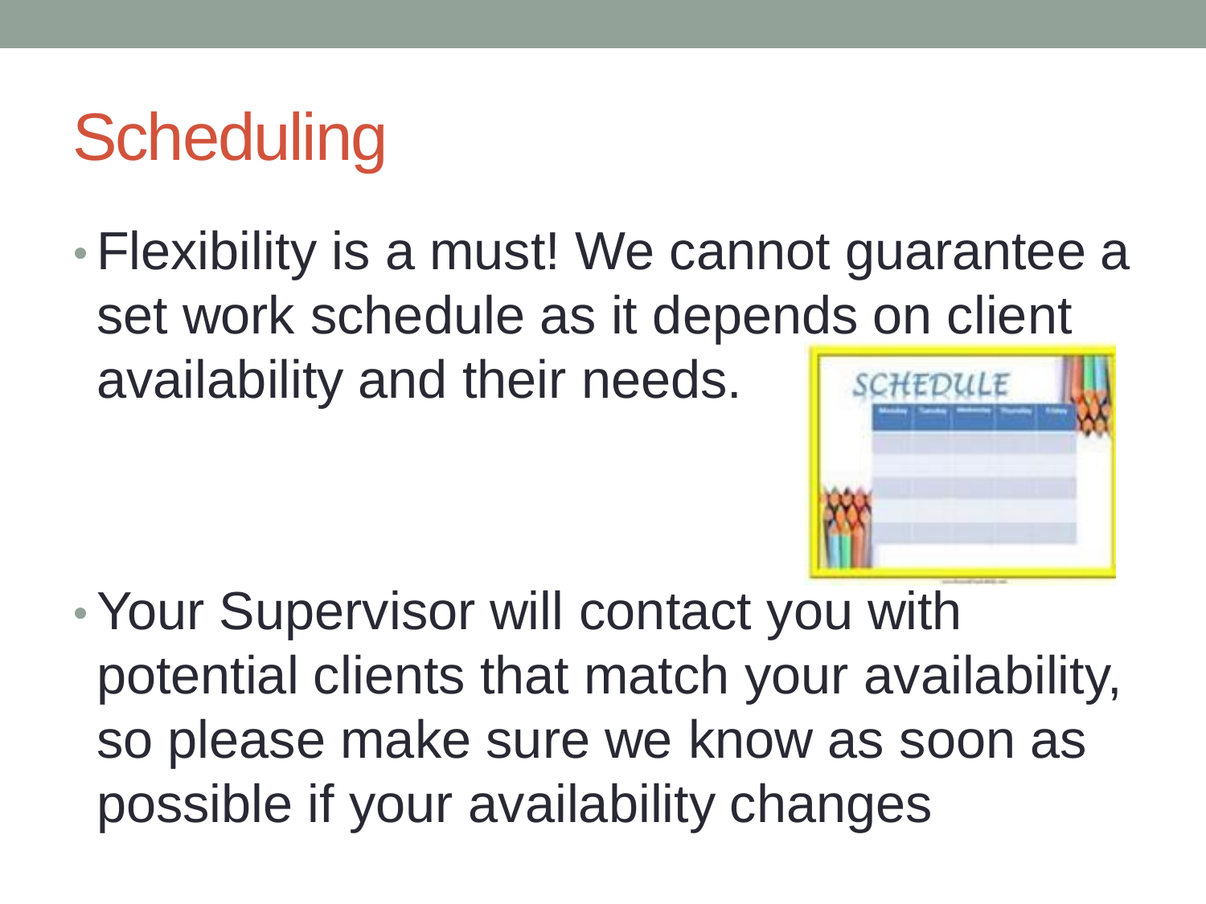# Scheduling

- Flexibility is a must! We cannot guarantee a set work schedule as it depends on client availability and their needs.
- Your Supervisor will contact you with potential clients that match your availability, so please make sure we know as soon as possible if your availability changes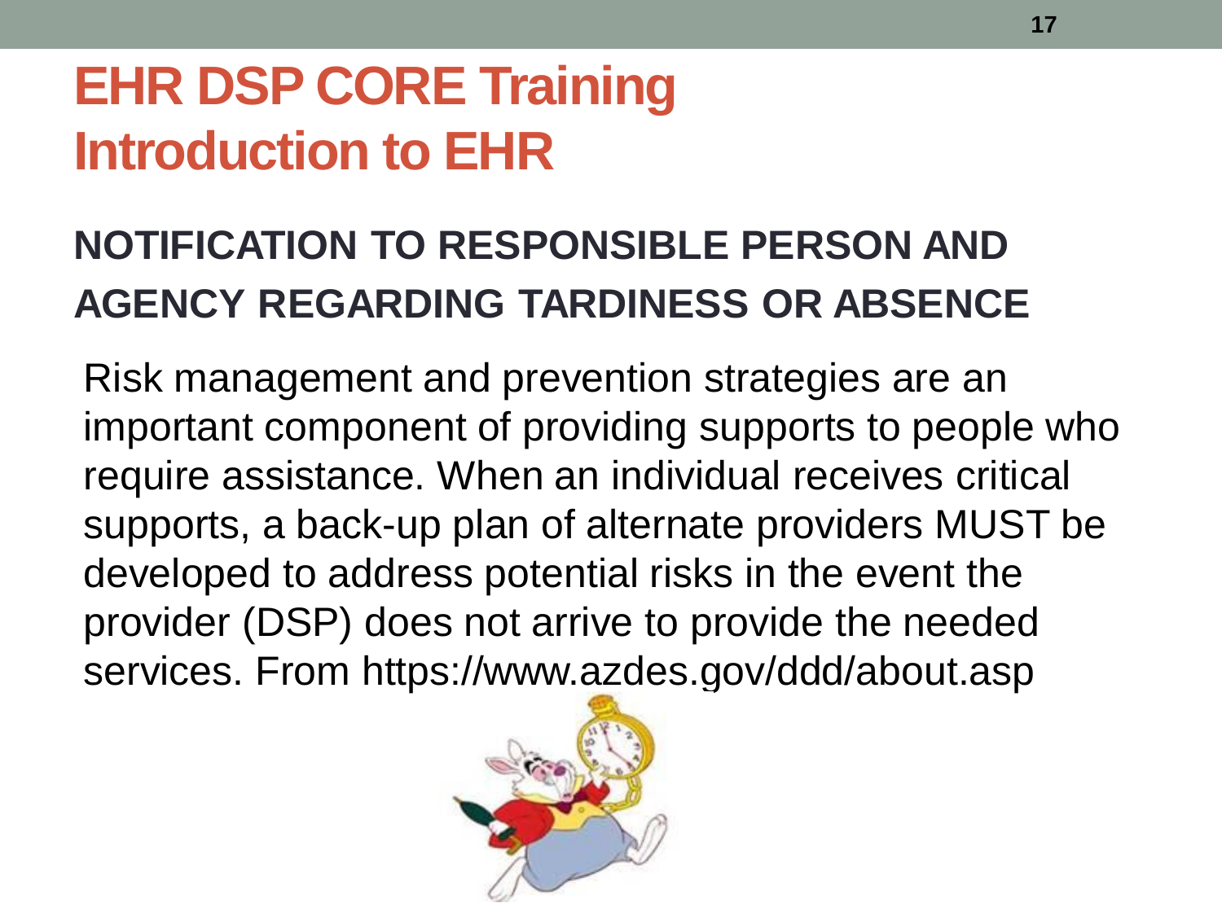# EHR DSP CORE Training
# Introduction to EHR

## NOTIFICATION TO RESPONSIBLE PERSON AND AGENCY REGARDING TARDINESS OR ABSENCE

Risk management and prevention strategies are an important component of providing supports to people who require assistance. When an individual receives critical supports, a back-up plan of alternate providers MUST be developed to address potential risks in the event the provider (DSP) does not arrive to provide the needed services. From https://www.azdes.gov/ddd/about.asp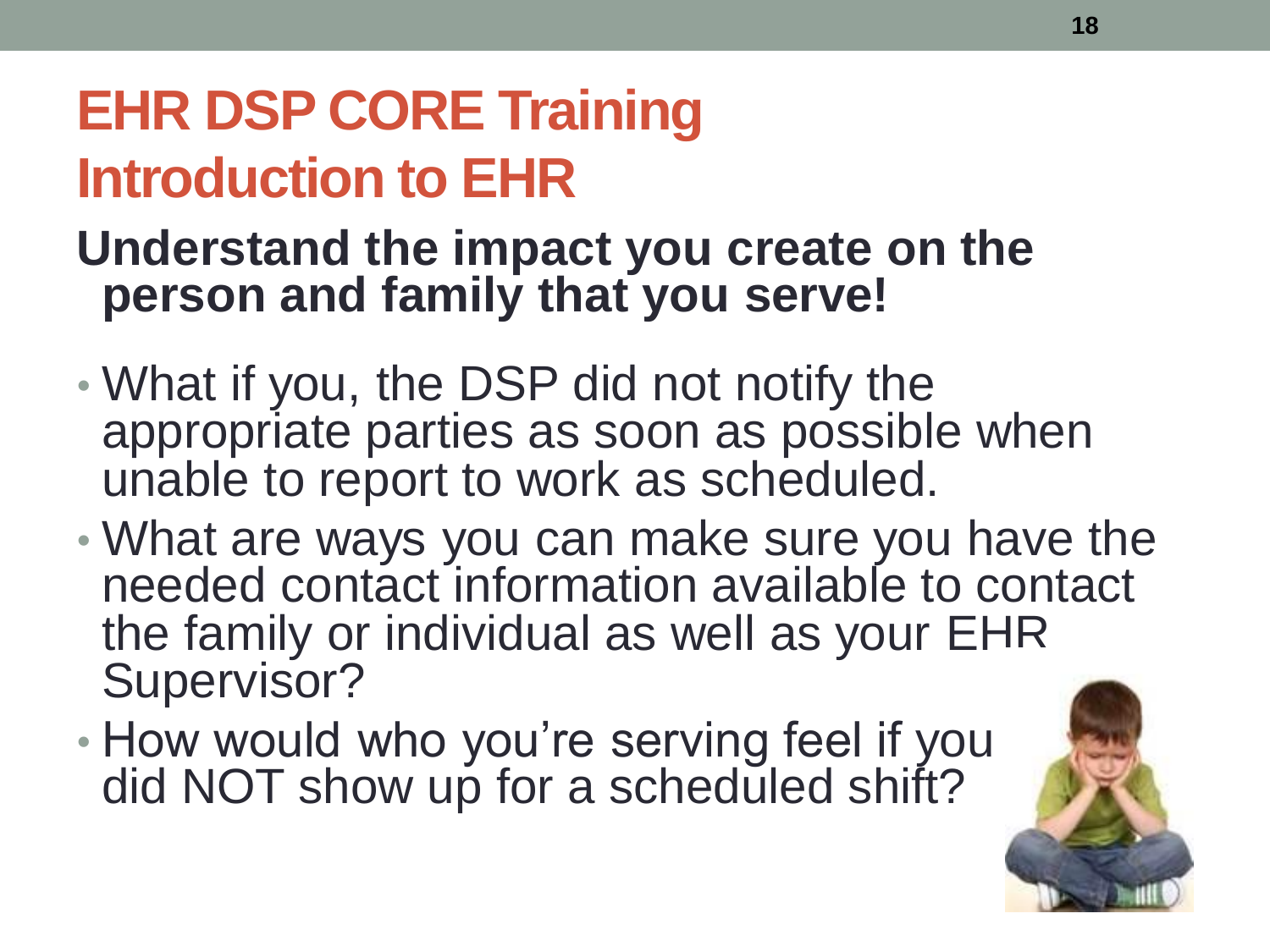# EHR DSP CORE Training
## Introduction to EHR

**Understand the impact you create on the person and family that you serve!**

- What if you, the DSP did not notify the appropriate parties as soon as possible when unable to report to work as scheduled.
- What are ways you can make sure you have the needed contact information available to contact the family or individual as well as your EHR Supervisor?
- How would who you're serving feel if you did NOT show up for a scheduled shift?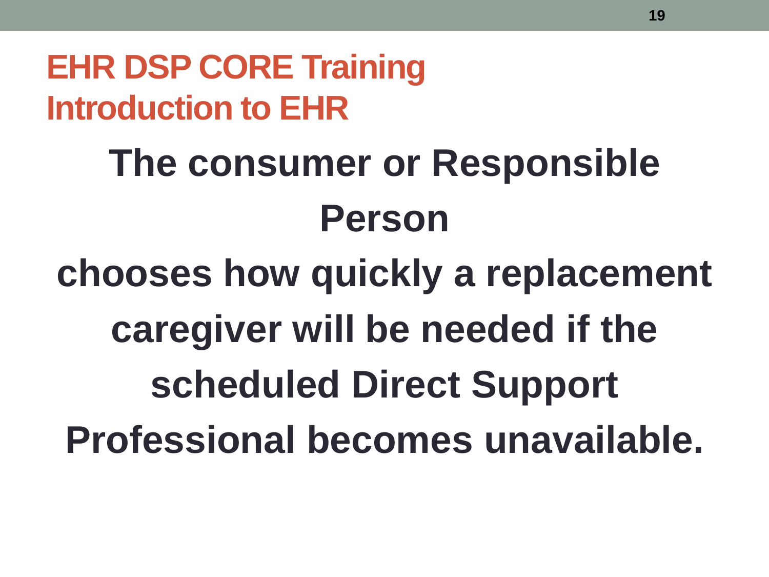# EHR DSP CORE Training
## Introduction to EHR

**The consumer or Responsible Person chooses how quickly a replacement caregiver will be needed if the scheduled Direct Support Professional becomes unavailable.**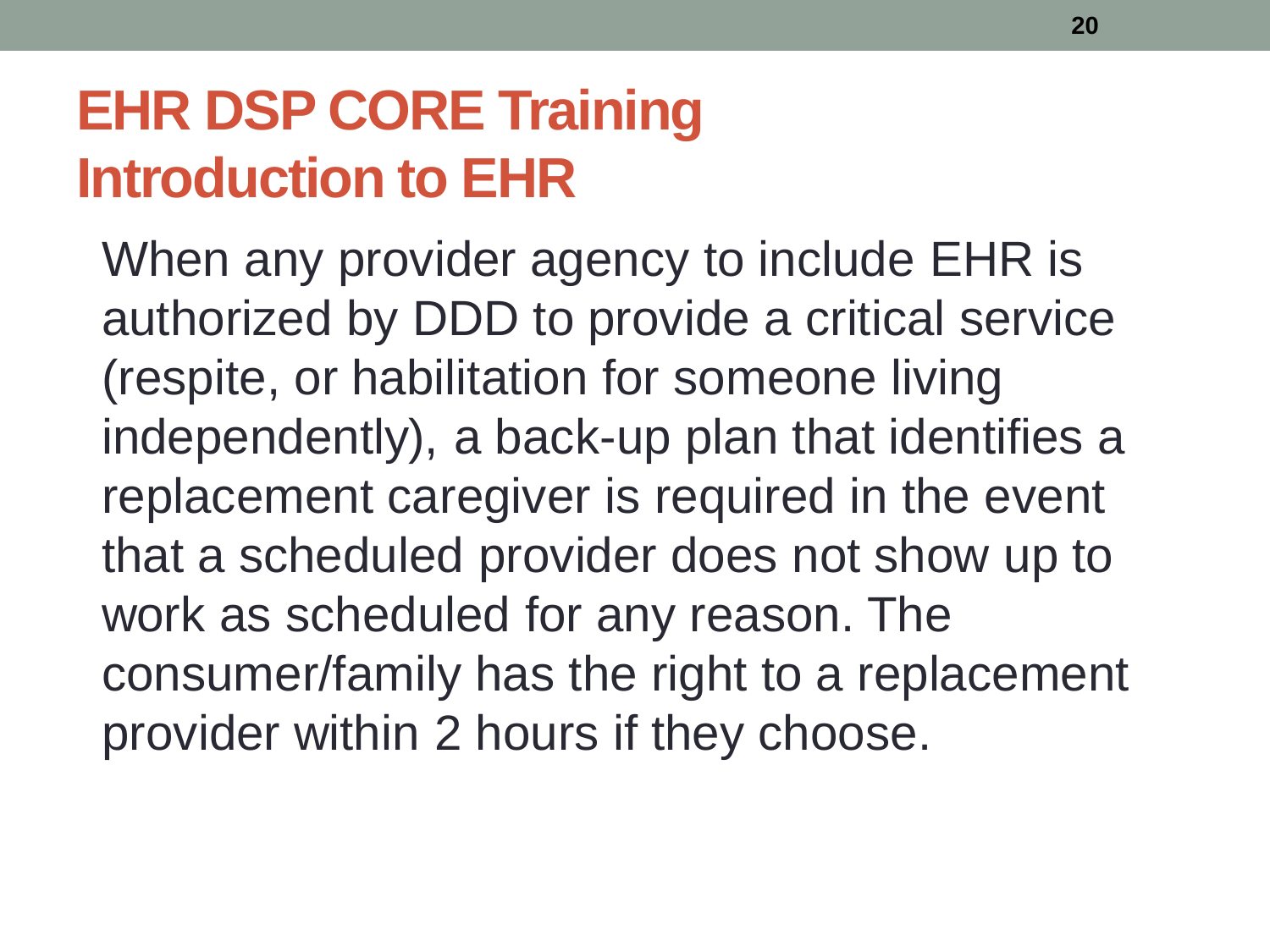# EHR DSP CORE Training
## Introduction to EHR

When any provider agency to include EHR is authorized by DDD to provide a critical service (respite, or habilitation for someone living independently), a back-up plan that identifies a replacement caregiver is required in the event that a scheduled provider does not show up to work as scheduled for any reason. The consumer/family has the right to a replacement provider within 2 hours if they choose.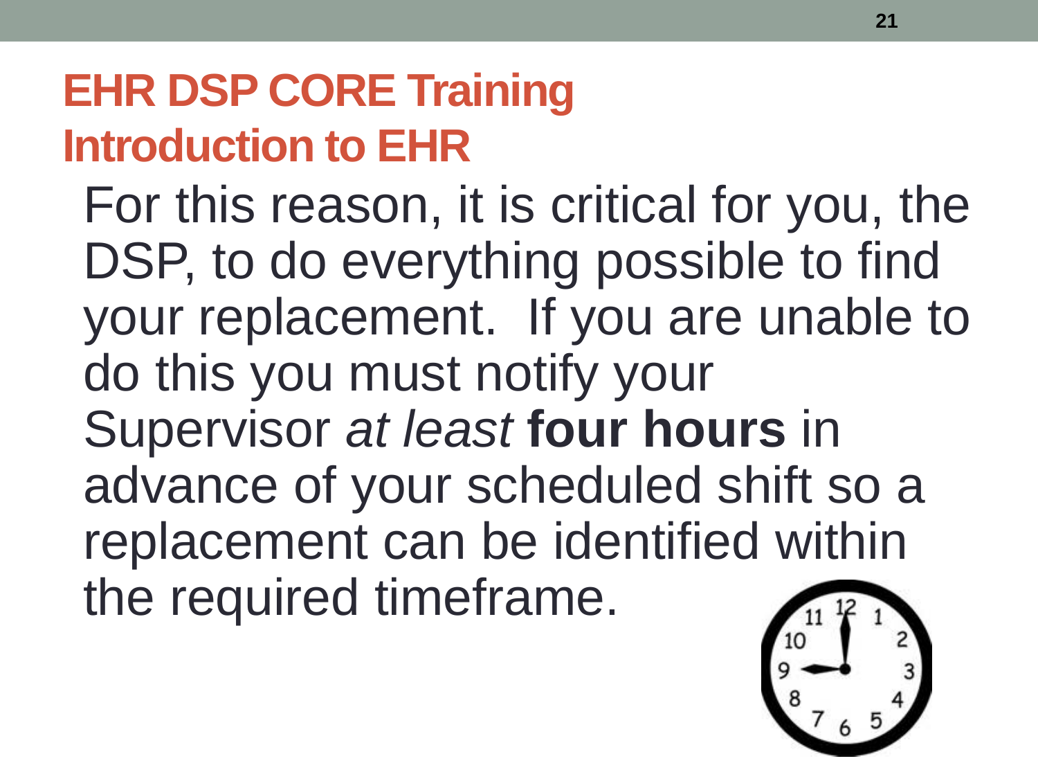# EHR DSP CORE Training
## Introduction to EHR

For this reason, it is critical for you, the DSP, to do everything possible to find your replacement.  If you are unable to do this you must notify your Supervisor *at least* **four hours** in advance of your scheduled shift so a replacement can be identified within the required timeframe.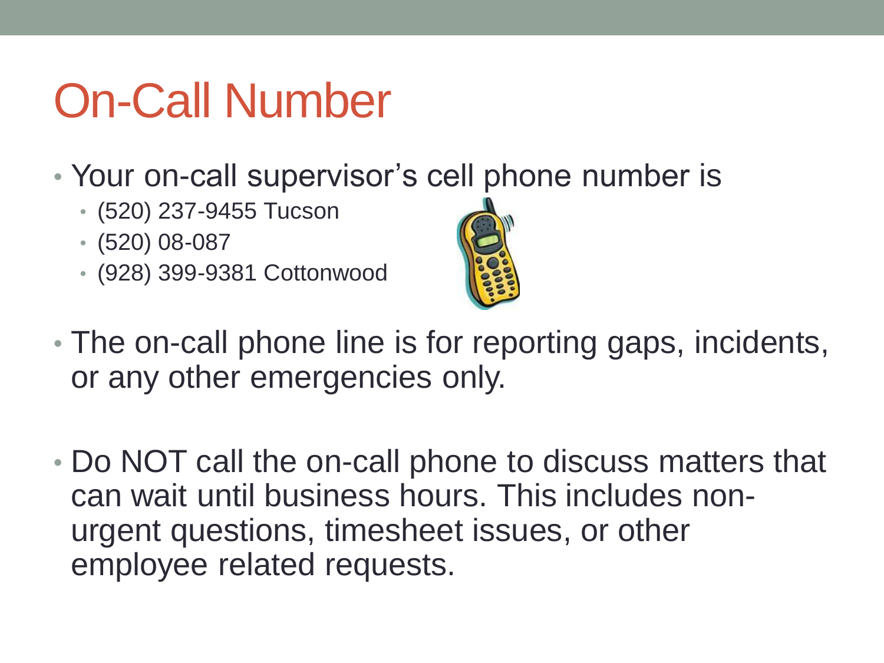# On-Call Number

- Your on-call supervisor's cell phone number is
  - (520) 237-9455 Tucson
  - (520) 08-087
  - (928) 399-9381 Cottonwood
- The on-call phone line is for reporting gaps, incidents, or any other emergencies only.
- Do NOT call the on-call phone to discuss matters that can wait until business hours. This includes non-urgent questions, timesheet issues, or other employee related requests.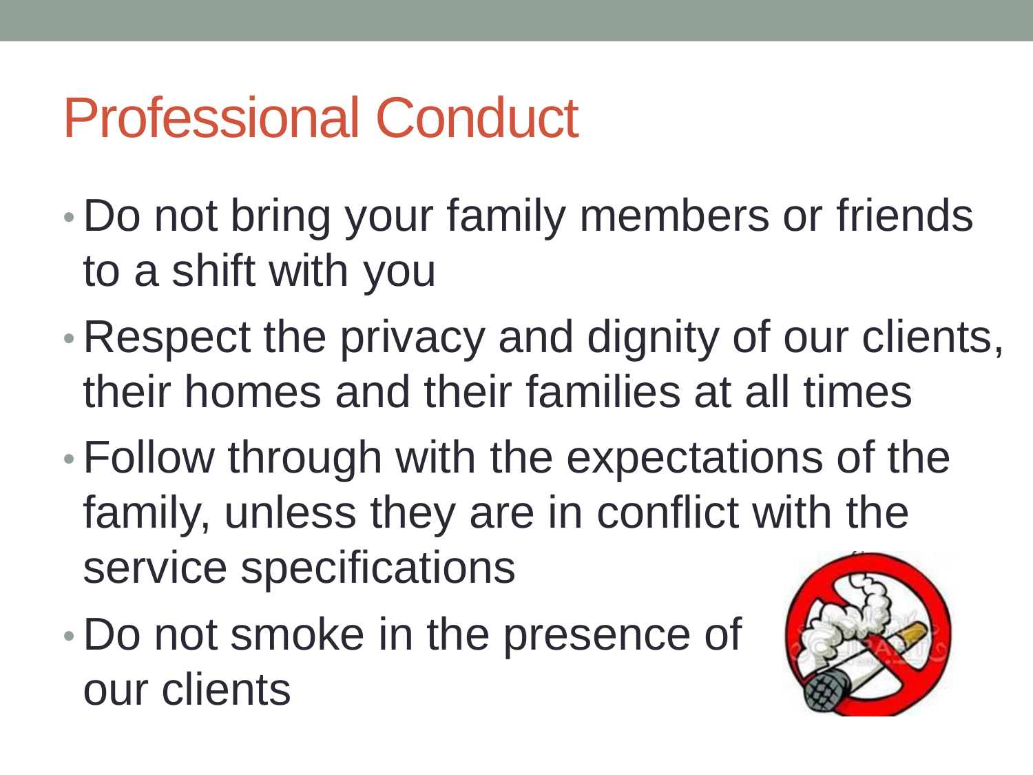# Professional Conduct

- Do not bring your family members or friends to a shift with you
- Respect the privacy and dignity of our clients, their homes and their families at all times
- Follow through with the expectations of the family, unless they are in conflict with the service specifications
- Do not smoke in the presence of our clients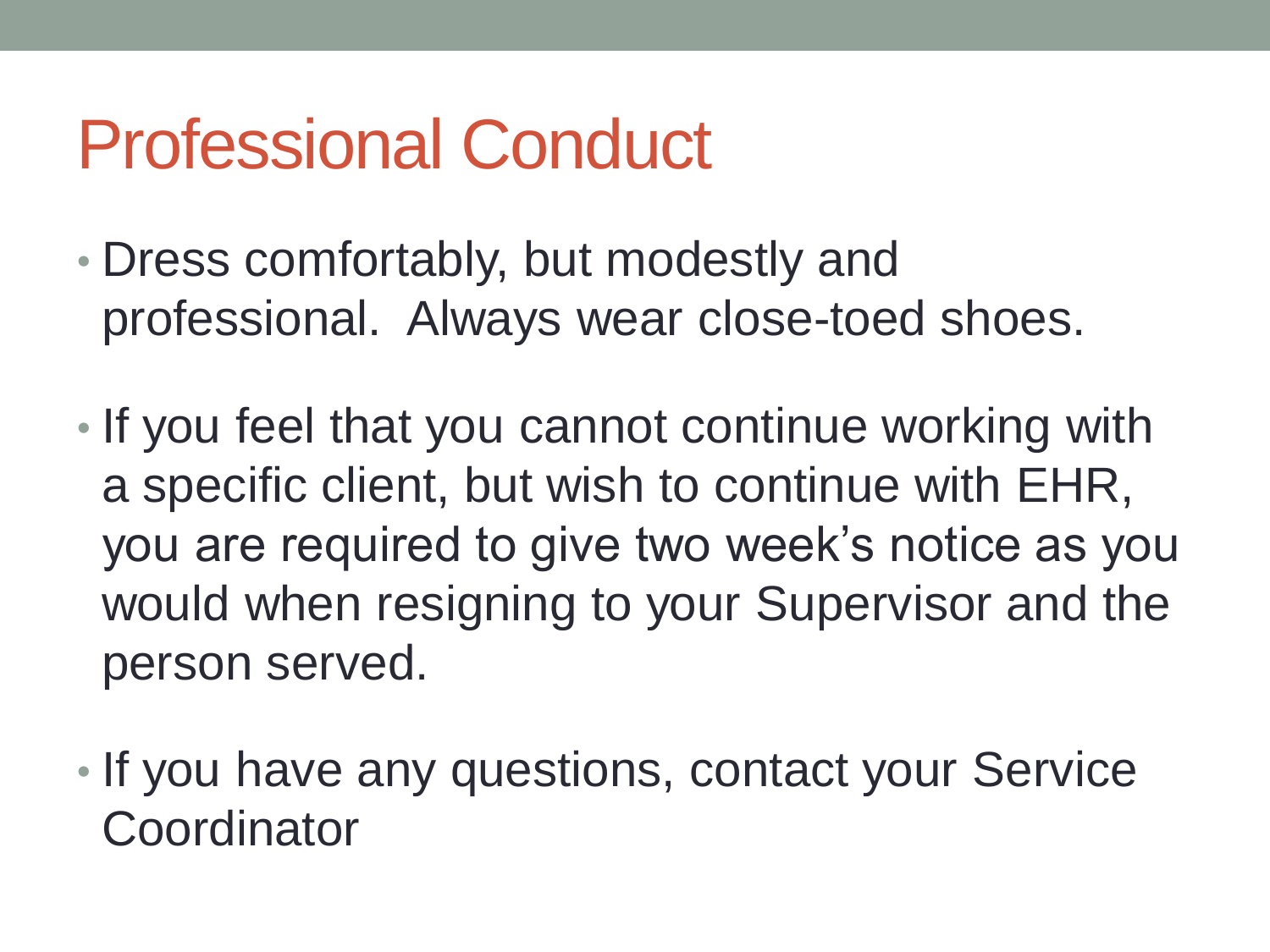# Professional Conduct

- Dress comfortably, but modestly and professional.  Always wear close-toed shoes.
- If you feel that you cannot continue working with a specific client, but wish to continue with EHR, you are required to give two week's notice as you would when resigning to your Supervisor and the person served.
- If you have any questions, contact your Service Coordinator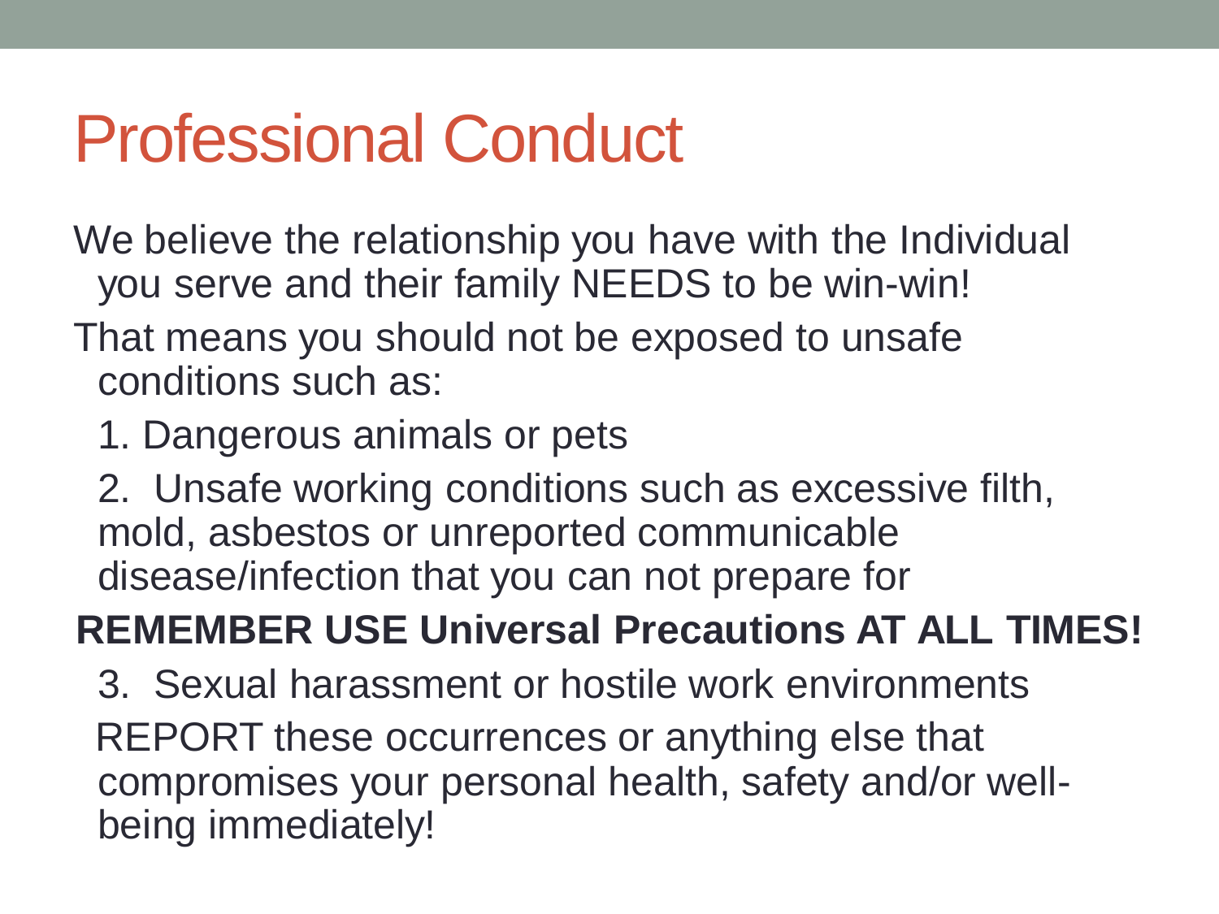# Professional Conduct

We believe the relationship you have with the Individual you serve and their family NEEDS to be win-win!

That means you should not be exposed to unsafe conditions such as:

1. Dangerous animals or pets
2. Unsafe working conditions such as excessive filth, mold, asbestos or unreported communicable disease/infection that you can not prepare for

**REMEMBER USE Universal Precautions AT ALL TIMES!**

3. Sexual harassment or hostile work environments

REPORT these occurrences or anything else that compromises your personal health, safety and/or well-being immediately!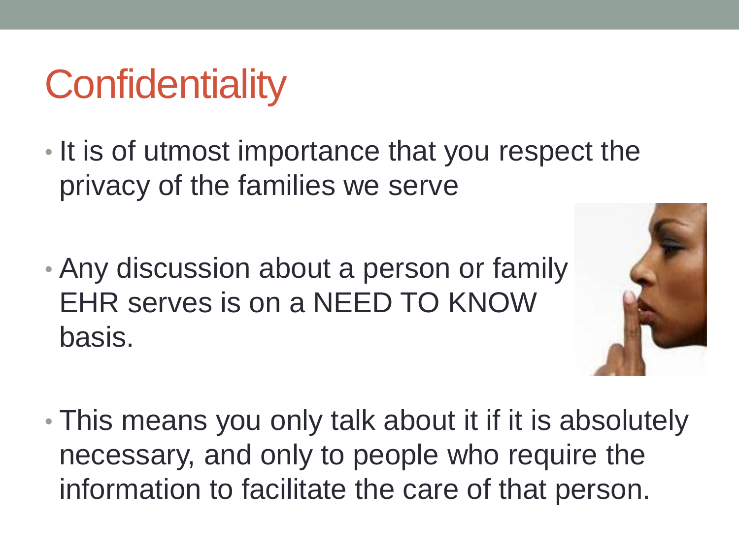# Confidentiality

- It is of utmost importance that you respect the privacy of the families we serve

- Any discussion about a person or family EHR serves is on a NEED TO KNOW basis.

- This means you only talk about it if it is absolutely necessary, and only to people who require the information to facilitate the care of that person.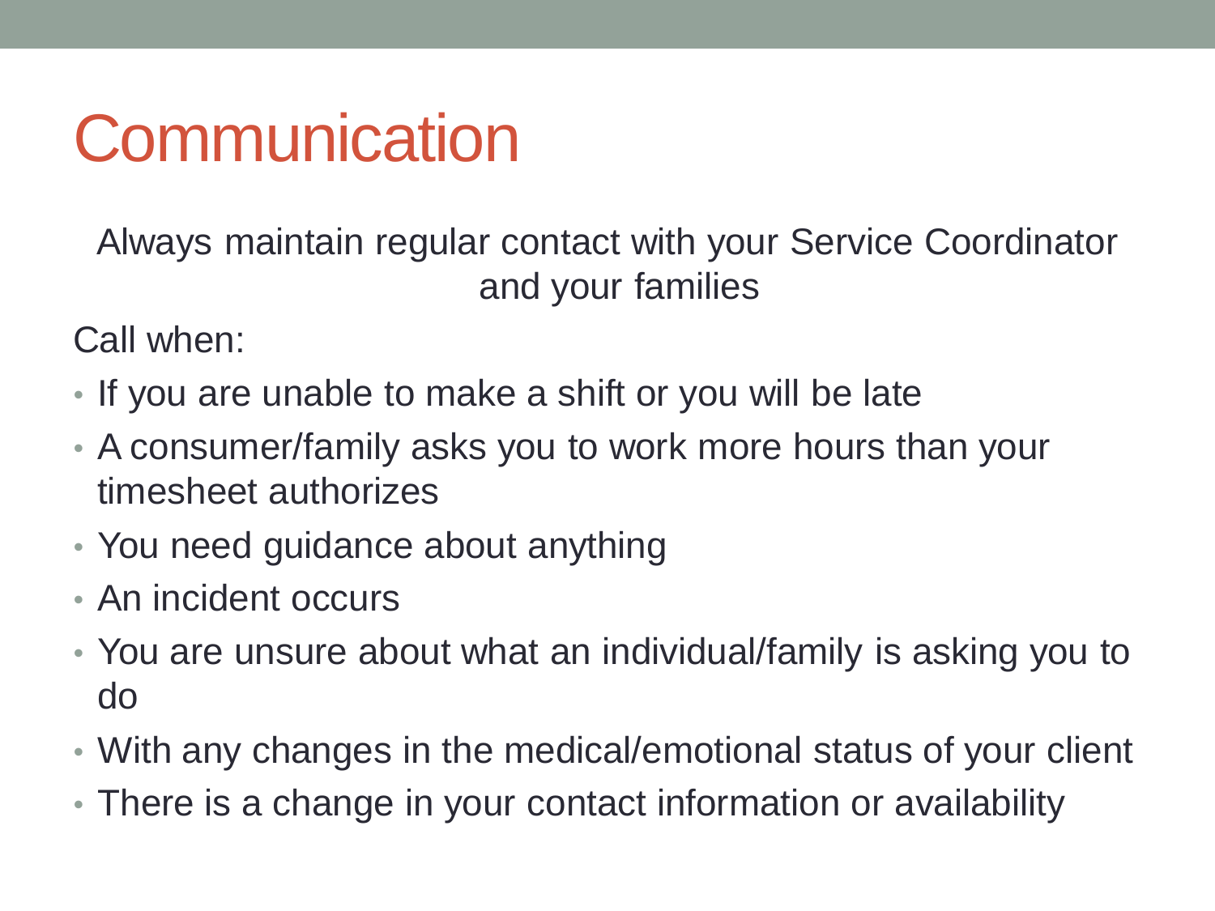# Communication

Always maintain regular contact with your Service Coordinator and your families

Call when:

- If you are unable to make a shift or you will be late
- A consumer/family asks you to work more hours than your timesheet authorizes
- You need guidance about anything
- An incident occurs
- You are unsure about what an individual/family is asking you to do
- With any changes in the medical/emotional status of your client
- There is a change in your contact information or availability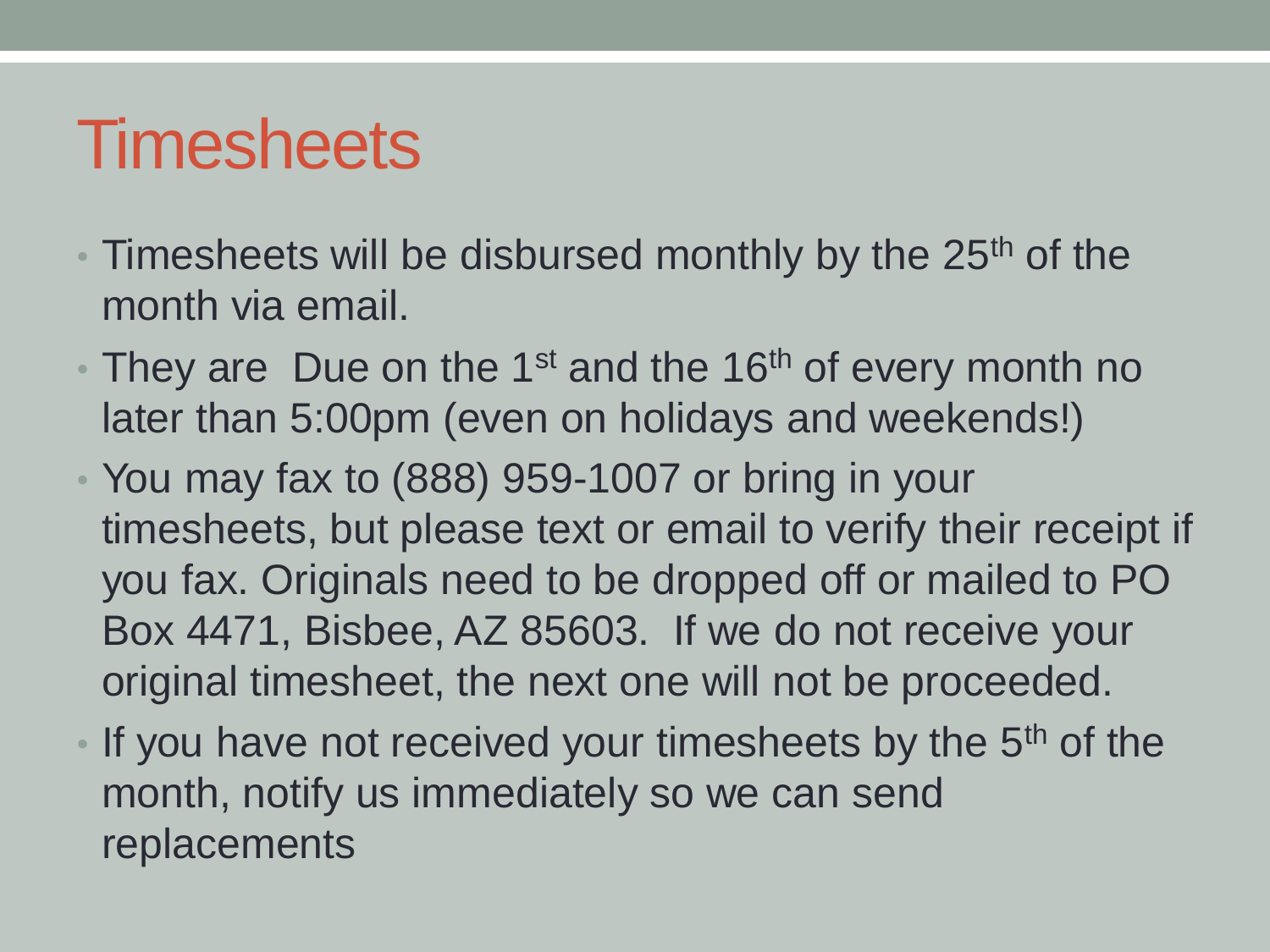# Timesheets

- Timesheets will be disbursed monthly by the 25th of the month via email.
- They are  Due on the 1st and the 16th of every month no later than 5:00pm (even on holidays and weekends!)
- You may fax to (888) 959-1007 or bring in your timesheets, but please text or email to verify their receipt if you fax. Originals need to be dropped off or mailed to PO Box 4471, Bisbee, AZ 85603.  If we do not receive your original timesheet, the next one will not be proceeded.
- If you have not received your timesheets by the 5th of the month, notify us immediately so we can send replacements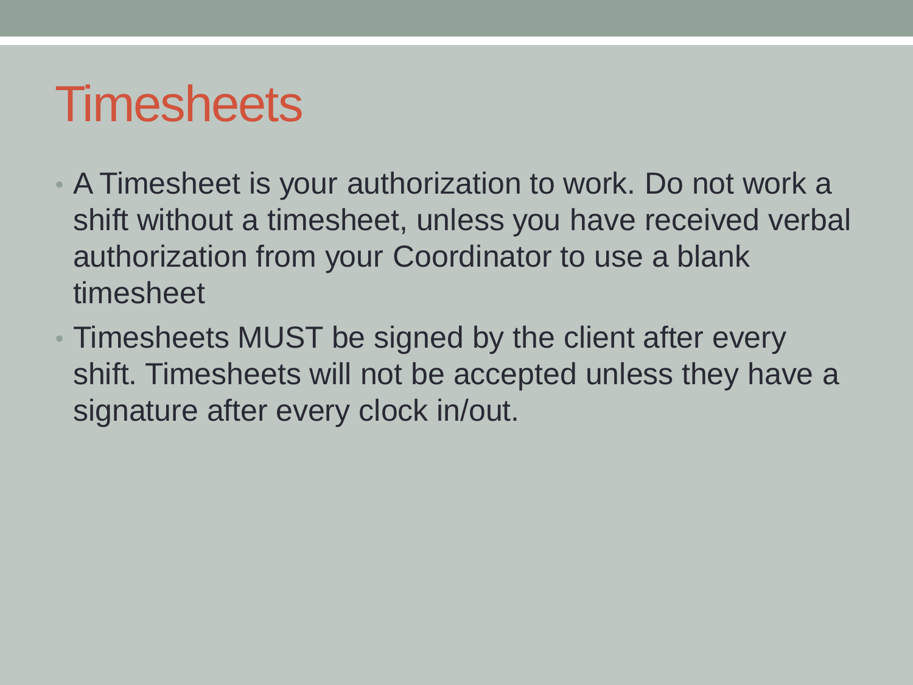# Timesheets

- A Timesheet is your authorization to work. Do not work a shift without a timesheet, unless you have received verbal authorization from your Coordinator to use a blank timesheet
- Timesheets MUST be signed by the client after every shift. Timesheets will not be accepted unless they have a signature after every clock in/out.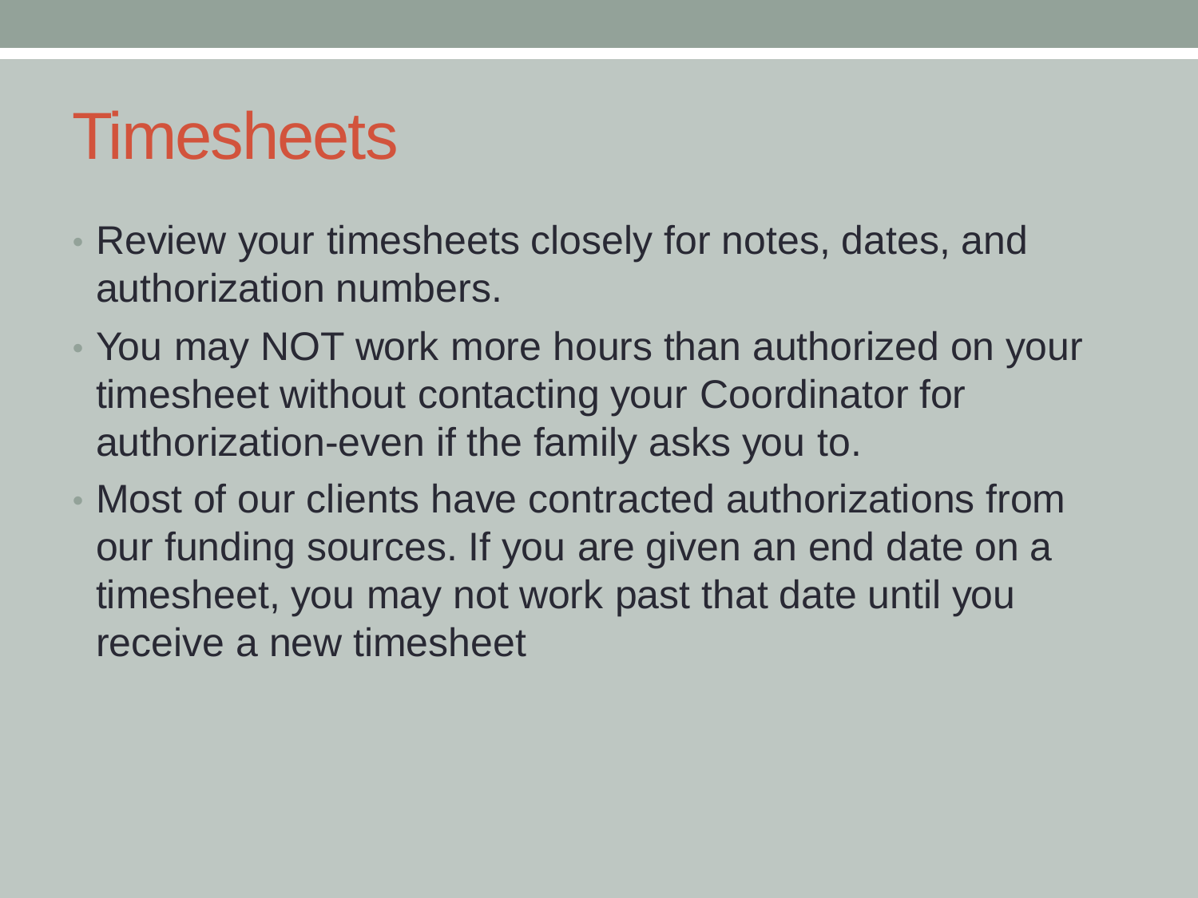# Timesheets

- Review your timesheets closely for notes, dates, and authorization numbers.
- You may NOT work more hours than authorized on your timesheet without contacting your Coordinator for authorization-even if the family asks you to.
- Most of our clients have contracted authorizations from our funding sources. If you are given an end date on a timesheet, you may not work past that date until you receive a new timesheet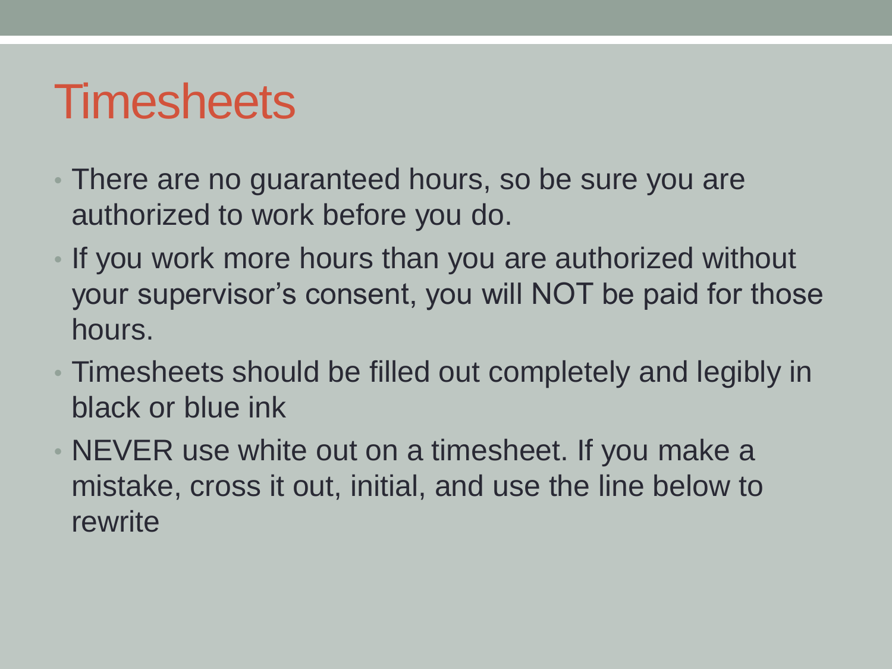# Timesheets

- There are no guaranteed hours, so be sure you are authorized to work before you do.
- If you work more hours than you are authorized without your supervisor's consent, you will NOT be paid for those hours.
- Timesheets should be filled out completely and legibly in black or blue ink
- NEVER use white out on a timesheet. If you make a mistake, cross it out, initial, and use the line below to rewrite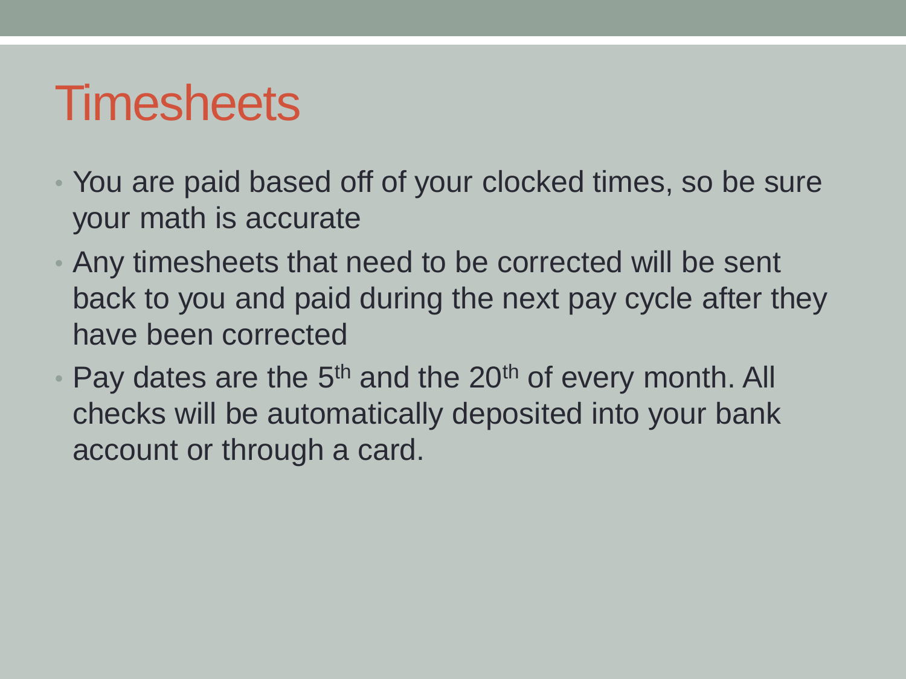# Timesheets

- You are paid based off of your clocked times, so be sure your math is accurate
- Any timesheets that need to be corrected will be sent back to you and paid during the next pay cycle after they have been corrected
- Pay dates are the 5th and the 20th of every month. All checks will be automatically deposited into your bank account or through a card.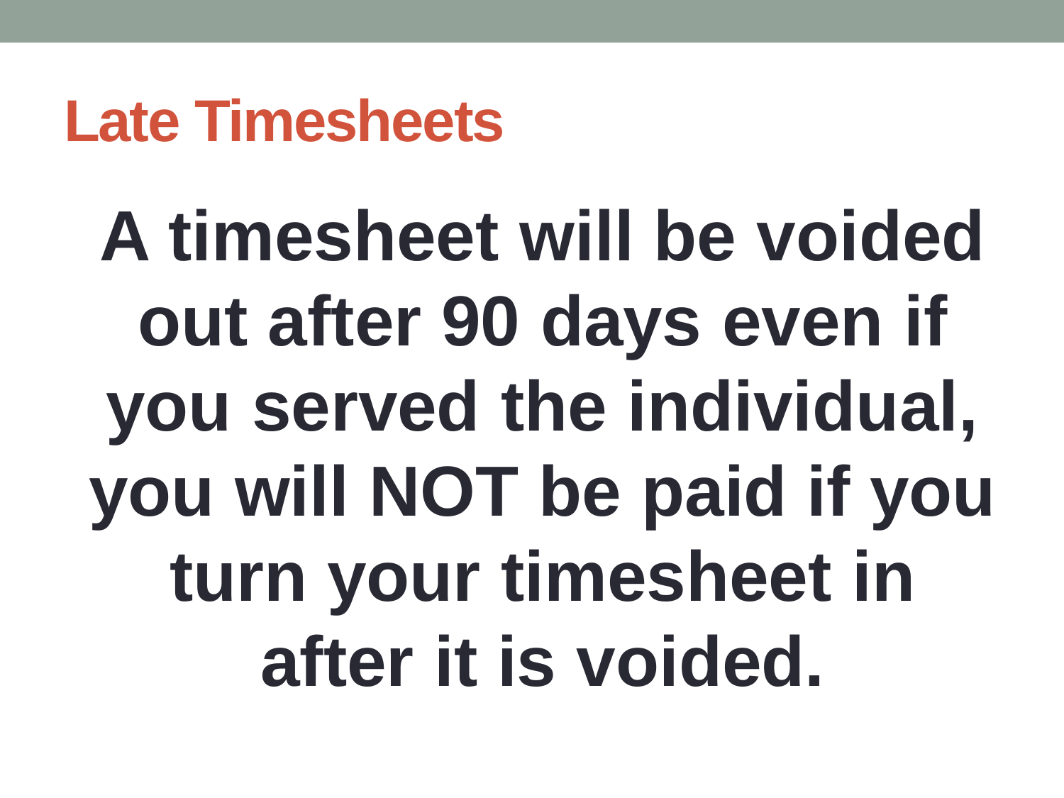# Late Timesheets

**A timesheet will be voided out after 90 days even if you served the individual, you will NOT be paid if you turn your timesheet in after it is voided.**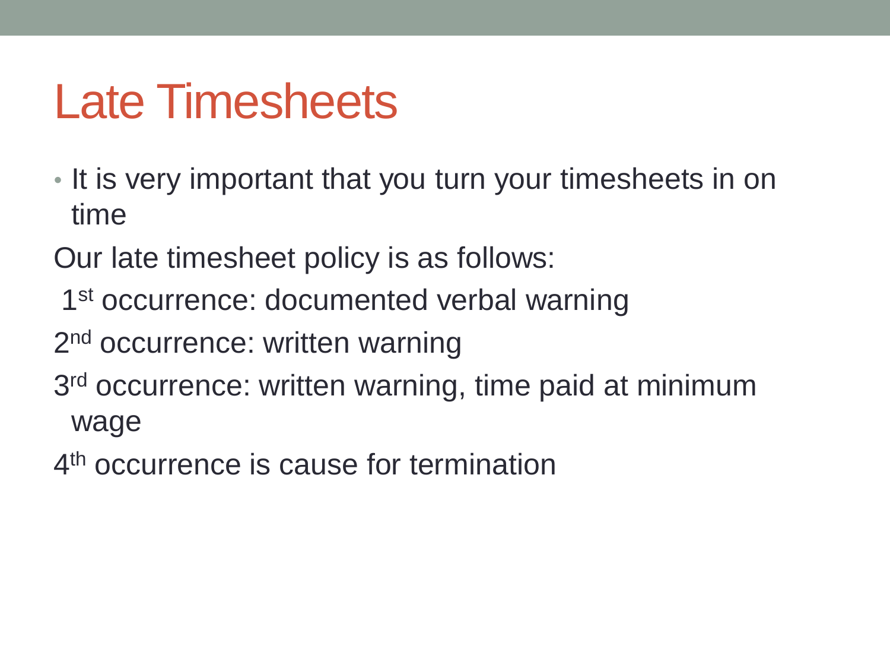# Late Timesheets

- It is very important that you turn your timesheets in on time

Our late timesheet policy is as follows:

1st occurrence: documented verbal warning

2nd occurrence: written warning

3rd occurrence: written warning, time paid at minimum wage

4th occurrence is cause for termination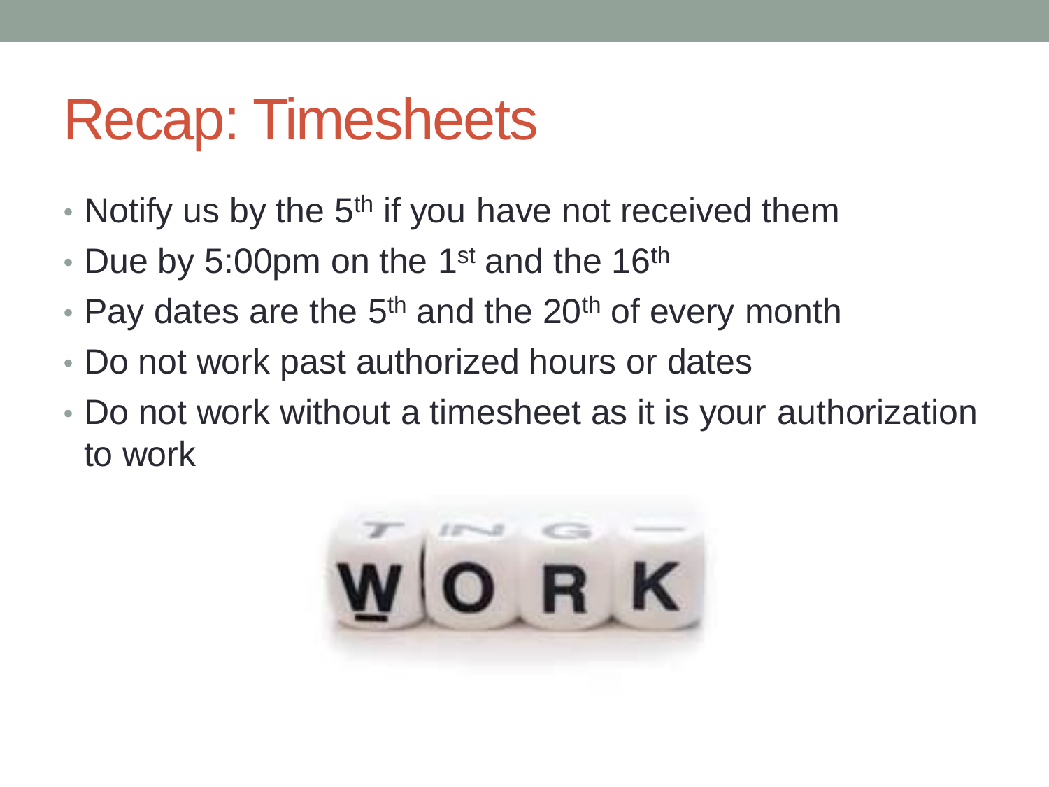# Recap: Timesheets

- Notify us by the 5th if you have not received them
- Due by 5:00pm on the 1st and the 16th
- Pay dates are the 5th and the 20th of every month
- Do not work past authorized hours or dates
- Do not work without a timesheet as it is your authorization to work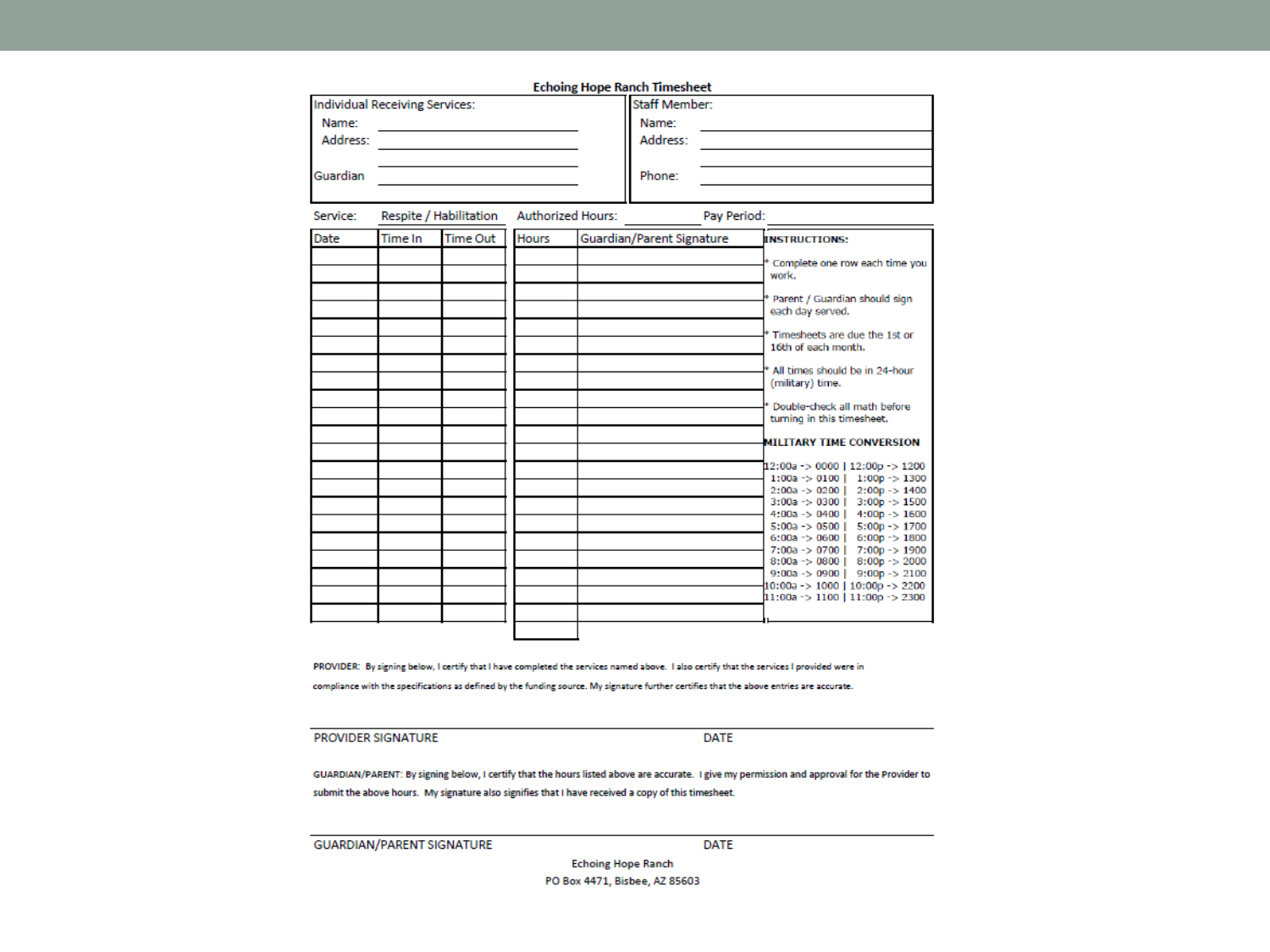# Echoing Hope Ranch Timesheet

| Individual Receiving Services: | Staff Member: |
|---|---|
| Name: | Name: |
| Address: | Address: |
| | |
| Guardian | Phone: |

Service: Respite / Habilitation Authorized Hours: Pay Period:

| Date | Time In | Time Out | Hours | Guardian/Parent Signature |
|---|---|---|---|---|
| | | | | |
| | | | | |
| | | | | |
| | | | | |
| | | | | |
| | | | | |
| | | | | |
| | | | | |
| | | | | |
| | | | | |
| | | | | |
| | | | | |
| | | | | |
| | | | | |
| | | | | |
| | | | | |
| | | | | |
| | | | | |
| | | | | |
| | | | | |
| | | | | |
| | | | | |

**INSTRUCTIONS:**

* Complete one row each time you work.
* Parent / Guardian should sign each day served.
* Timesheets are due the 1st or 16th of each month.
* All times should be in 24-hour (military) time.
* Double-check all math before turning in this timesheet.

**MILITARY TIME CONVERSION**

| | |
|---|---|
| 12:00a -> 0000 | 12:00p -> 1200 |
| 1:00a -> 0100 | 1:00p -> 1300 |
| 2:00a -> 0200 | 2:00p -> 1400 |
| 3:00a -> 0300 | 3:00p -> 1500 |
| 4:00a -> 0400 | 4:00p -> 1600 |
| 5:00a -> 0500 | 5:00p -> 1700 |
| 6:00a -> 0600 | 6:00p -> 1800 |
| 7:00a -> 0700 | 7:00p -> 1900 |
| 8:00a -> 0800 | 8:00p -> 2000 |
| 9:00a -> 0900 | 9:00p -> 2100 |
| 10:00a -> 1000 | 10:00p -> 2200 |
| 11:00a -> 1100 | 11:00p -> 2300 |

PROVIDER: By signing below, I certify that I have completed the services named above. I also certify that the services I provided were in compliance with the specifications as defined by the funding source. My signature further certifies that the above entries are accurate.

PROVIDER SIGNATURE DATE

GUARDIAN/PARENT: By signing below, I certify that the hours listed above are accurate. I give my permission and approval for the Provider to submit the above hours. My signature also signifies that I have received a copy of this timesheet.

GUARDIAN/PARENT SIGNATURE DATE

Echoing Hope Ranch
PO Box 4471, Bisbee, AZ 85603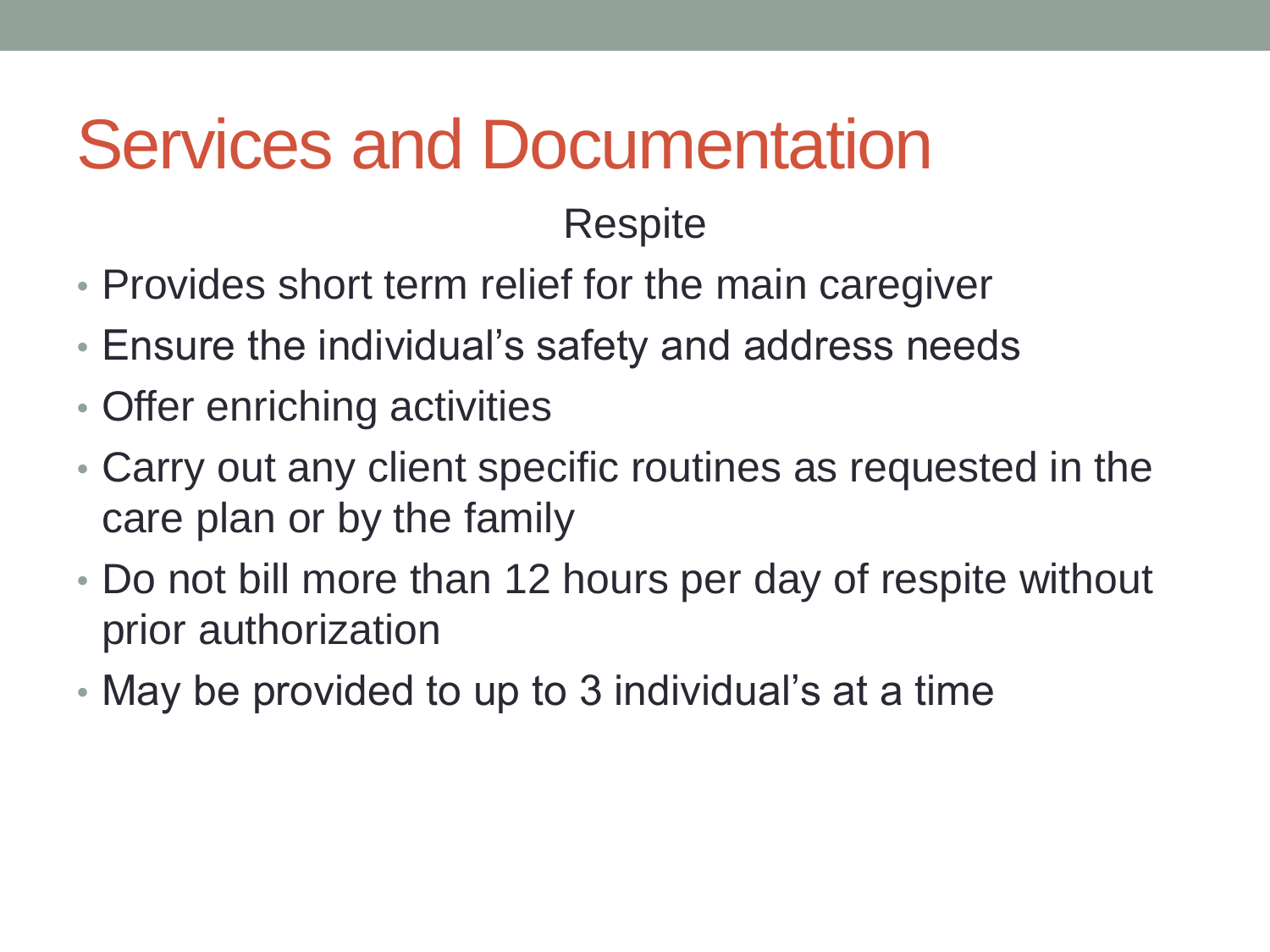# Services and Documentation

## Respite

- Provides short term relief for the main caregiver
- Ensure the individual's safety and address needs
- Offer enriching activities
- Carry out any client specific routines as requested in the care plan or by the family
- Do not bill more than 12 hours per day of respite without prior authorization
- May be provided to up to 3 individual's at a time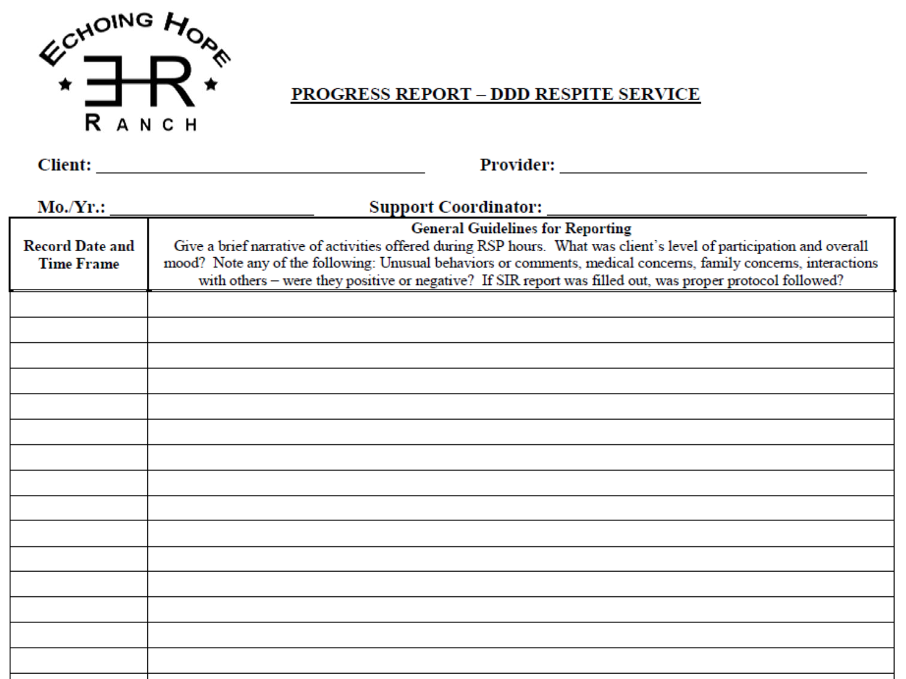ECHOING HOPE
★ EHR ★
RANCH

# PROGRESS REPORT – DDD RESPITE SERVICE

**Client:** ______________________________ **Provider:** ______________________________

**Mo./Yr.:** ____________________ **Support Coordinator:** ______________________________

| Record Date and Time Frame | **General Guidelines for Reporting** Give a brief narrative of activities offered during RSP hours. What was client's level of participation and overall mood? Note any of the following: Unusual behaviors or comments, medical concerns, family concerns, interactions with others – were they positive or negative? If SIR report was filled out, was proper protocol followed? |
|---|---|
| | |
| | |
| | |
| | |
| | |
| | |
| | |
| | |
| | |
| | |
| | |
| | |
| | |
| | |
| | |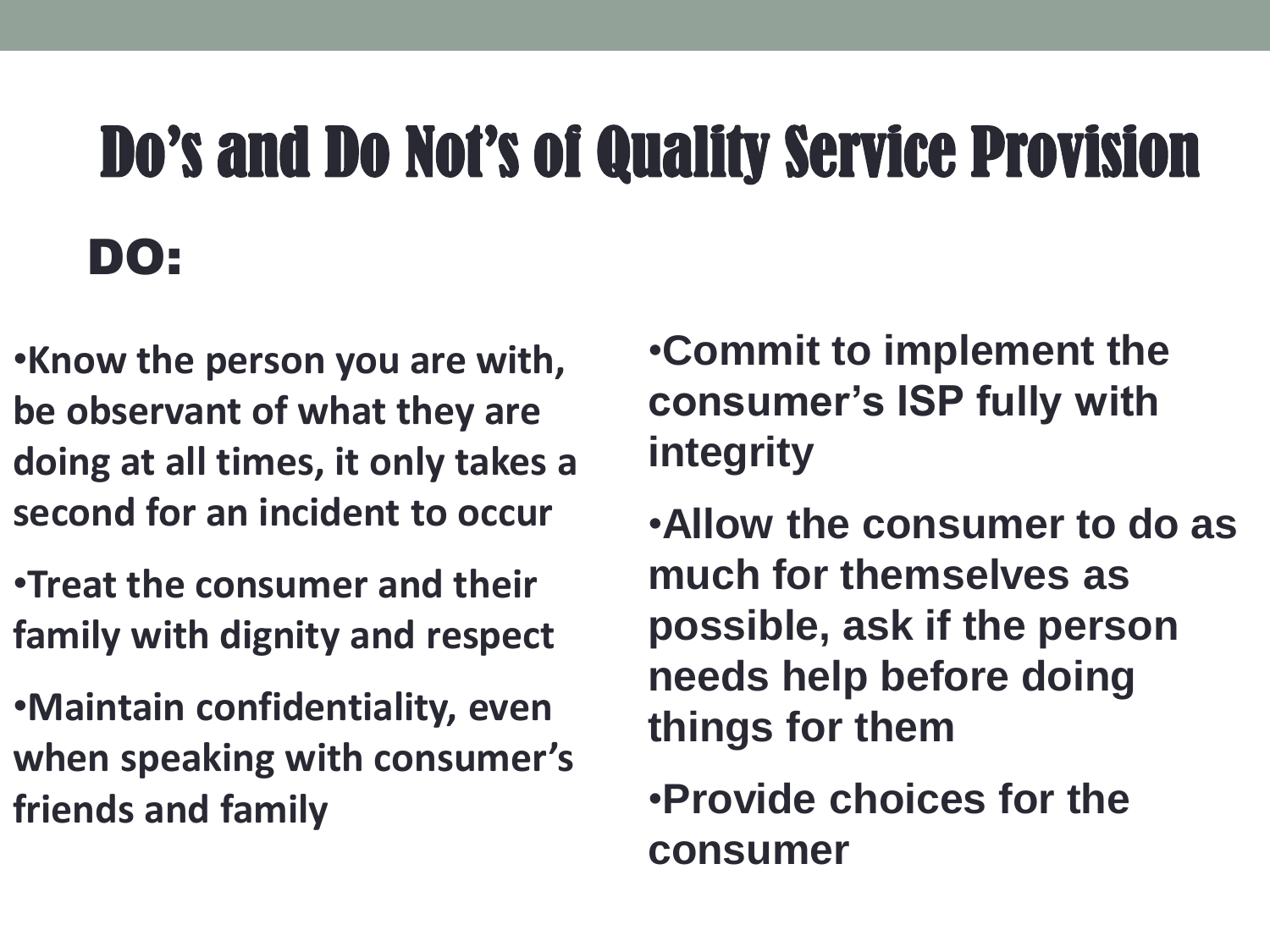# Do's and Do Not's of Quality Service Provision

## DO:

- Know the person you are with, be observant of what they are doing at all times, it only takes a second for an incident to occur
- Treat the consumer and their family with dignity and respect
- Maintain confidentiality, even when speaking with consumer's friends and family
- Commit to implement the consumer's ISP fully with integrity
- Allow the consumer to do as much for themselves as possible, ask if the person needs help before doing things for them
- Provide choices for the consumer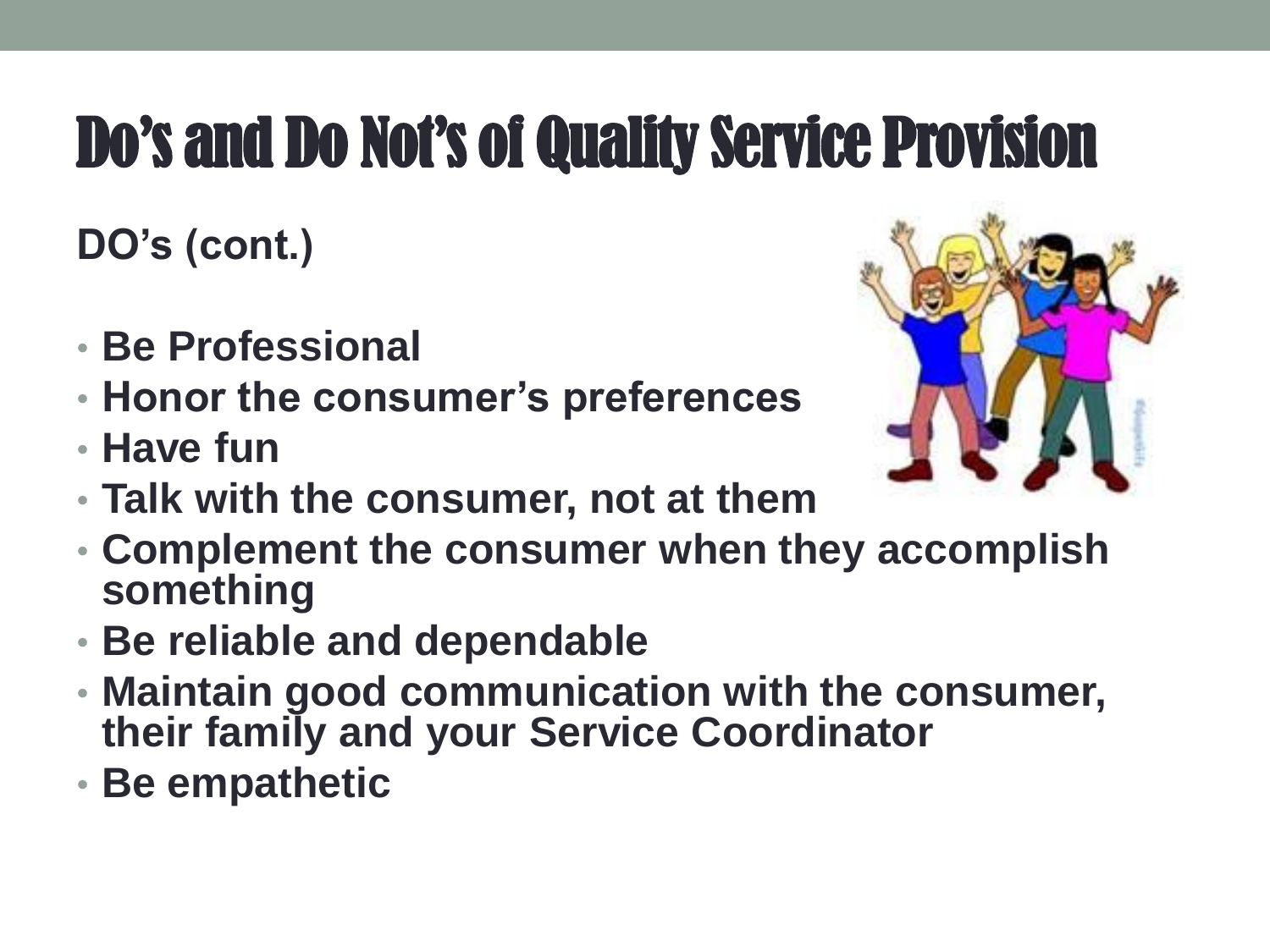# Do's and Do Not's of Quality Service Provision

**DO's (cont.)**

- **Be Professional**
- **Honor the consumer's preferences**
- **Have fun**
- **Talk with the consumer, not at them**
- **Complement the consumer when they accomplish something**
- **Be reliable and dependable**
- **Maintain good communication with the consumer, their family and your Service Coordinator**
- **Be empathetic**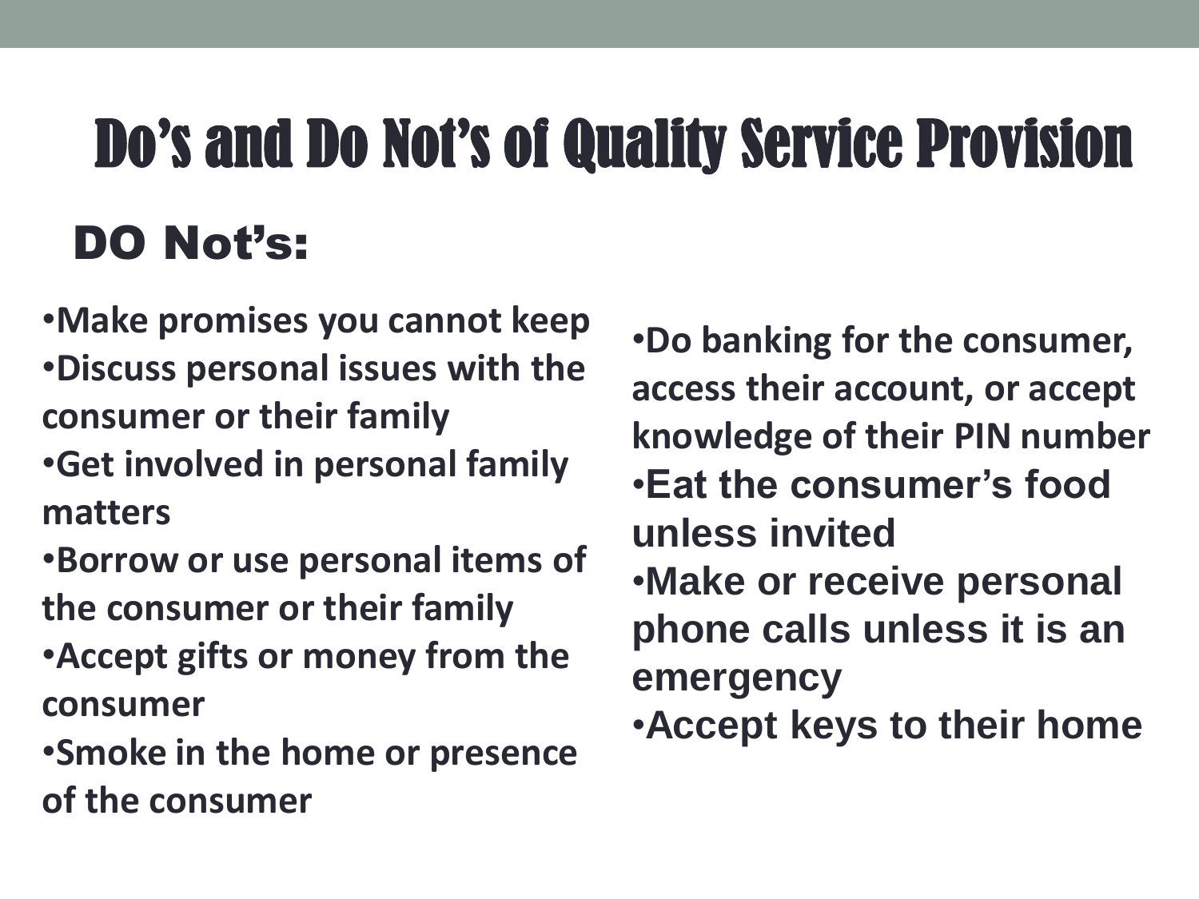# Do's and Do Not's of Quality Service Provision

## DO Not's:

- **Make promises you cannot keep**
- **Discuss personal issues with the consumer or their family**
- **Get involved in personal family matters**
- **Borrow or use personal items of the consumer or their family**
- **Accept gifts or money from the consumer**
- **Smoke in the home or presence of the consumer**
- **Do banking for the consumer, access their account, or accept knowledge of their PIN number**
- **Eat the consumer's food unless invited**
- **Make or receive personal phone calls unless it is an emergency**
- **Accept keys to their home**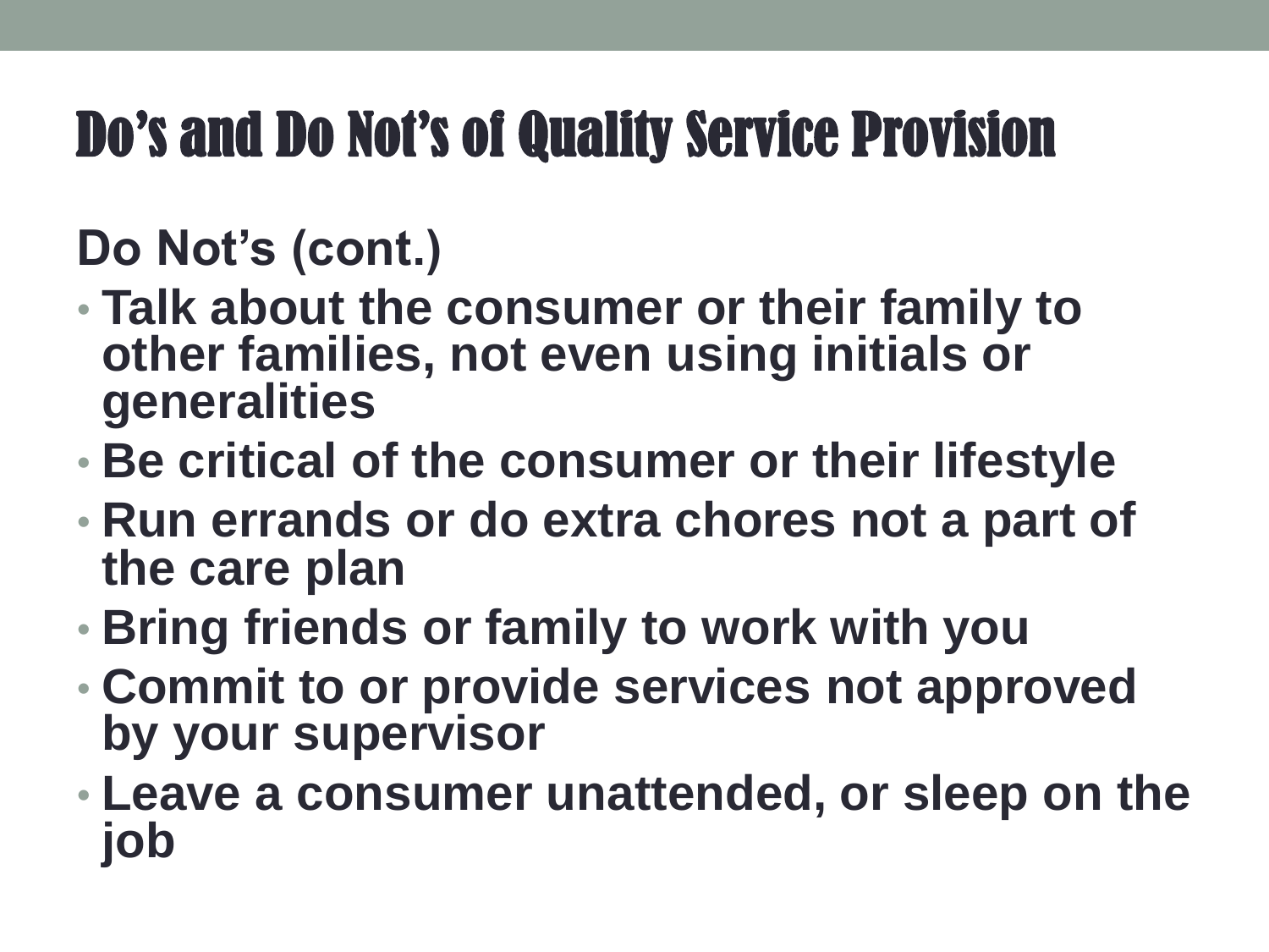# Do's and Do Not's of Quality Service Provision

## Do Not's (cont.)

- **Talk about the consumer or their family to other families, not even using initials or generalities**
- **Be critical of the consumer or their lifestyle**
- **Run errands or do extra chores not a part of the care plan**
- **Bring friends or family to work with you**
- **Commit to or provide services not approved by your supervisor**
- **Leave a consumer unattended, or sleep on the job**